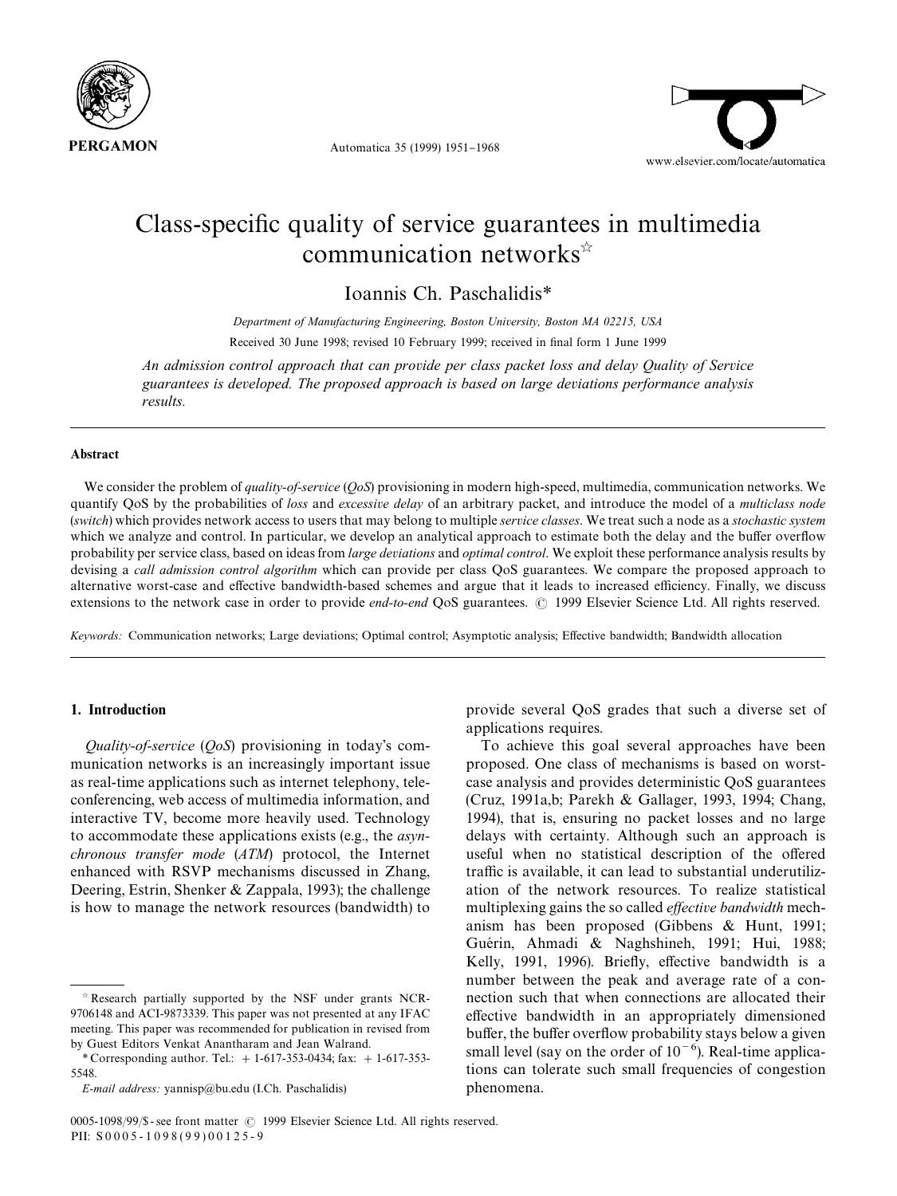# Class-specific quality of service guarantees in multimedia communication networks☆

Ioannis Ch. Paschalidis*

*Department of Manufacturing Engineering, Boston University, Boston MA 02215, USA*

Received 30 June 1998; revised 10 February 1999; received in final form 1 June 1999

*An admission control approach that can provide per class packet loss and delay Quality of Service guarantees is developed. The proposed approach is based on large deviations performance analysis results.*

## Abstract

We consider the problem of *quality-of-service* (*QoS*) provisioning in modern high-speed, multimedia, communication networks. We quantify QoS by the probabilities of *loss* and *excessive delay* of an arbitrary packet, and introduce the model of a *multiclass node* (*switch*) which provides network access to users that may belong to multiple *service classes*. We treat such a node as a *stochastic system* which we analyze and control. In particular, we develop an analytical approach to estimate both the delay and the buffer overflow probability per service class, based on ideas from *large deviations* and *optimal control*. We exploit these performance analysis results by devising a *call admission control algorithm* which can provide per class QoS guarantees. We compare the proposed approach to alternative worst-case and effective bandwidth-based schemes and argue that it leads to increased efficiency. Finally, we discuss extensions to the network case in order to provide *end-to-end* QoS guarantees. © 1999 Elsevier Science Ltd. All rights reserved.

*Keywords:* Communication networks; Large deviations; Optimal control; Asymptotic analysis; Effective bandwidth; Bandwidth allocation

## 1. Introduction

*Quality-of-service* (*QoS*) provisioning in today's communication networks is an increasingly important issue as real-time applications such as internet telephony, teleconferencing, web access of multimedia information, and interactive TV, become more heavily used. Technology to accommodate these applications exists (e.g., the *asynchronous transfer mode* (*ATM*) protocol, the Internet enhanced with RSVP mechanisms discussed in Zhang, Deering, Estrin, Shenker & Zappala, 1993); the challenge is how to manage the network resources (bandwidth) to provide several QoS grades that such a diverse set of applications requires.

To achieve this goal several approaches have been proposed. One class of mechanisms is based on worst-case analysis and provides deterministic QoS guarantees (Cruz, 1991a,b; Parekh & Gallager, 1993, 1994; Chang, 1994), that is, ensuring no packet losses and no large delays with certainty. Although such an approach is useful when no statistical description of the offered traffic is available, it can lead to substantial underutilization of the network resources. To realize statistical multiplexing gains the so called *effective bandwidth* mechanism has been proposed (Gibbens & Hunt, 1991; Guérin, Ahmadi & Naghshineh, 1991; Hui, 1988; Kelly, 1991, 1996). Briefly, effective bandwidth is a number between the peak and average rate of a connection such that when connections are allocated their effective bandwidth in an appropriately dimensioned buffer, the buffer overflow probability stays below a given small level (say on the order of $10^{-6}$). Real-time applications can tolerate such small frequencies of congestion phenomena.

☆ Research partially supported by the NSF under grants NCR-9706148 and ACI-9873339. This paper was not presented at any IFAC meeting. This paper was recommended for publication in revised from by Guest Editors Venkat Anantharam and Jean Walrand.

\* Corresponding author. Tel.: + 1-617-353-0434; fax: + 1-617-353-5548.

*E-mail address:* yannisp@bu.edu (I.Ch. Paschalidis)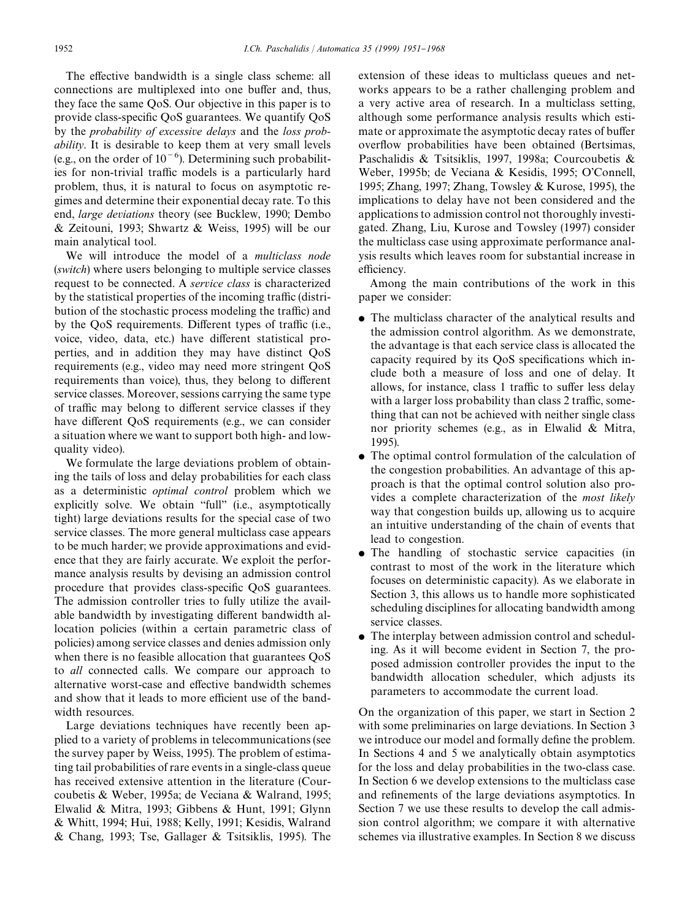The effective bandwidth is a single class scheme: all connections are multiplexed into one buffer and, thus, they face the same QoS. Our objective in this paper is to provide class-specific QoS guarantees. We quantify QoS by the *probability of excessive delays* and the *loss probability*. It is desirable to keep them at very small levels (e.g., on the order of $10^{-6}$). Determining such probabilities for non-trivial traffic models is a particularly hard problem, thus, it is natural to focus on asymptotic regimes and determine their exponential decay rate. To this end, *large deviations* theory (see Bucklew, 1990; Dembo & Zeitouni, 1993; Shwartz & Weiss, 1995) will be our main analytical tool.

We will introduce the model of a *multiclass node* (*switch*) where users belonging to multiple service classes request to be connected. A *service class* is characterized by the statistical properties of the incoming traffic (distribution of the stochastic process modeling the traffic) and by the QoS requirements. Different types of traffic (i.e., voice, video, data, etc.) have different statistical properties, and in addition they may have distinct QoS requirements (e.g., video may need more stringent QoS requirements than voice), thus, they belong to different service classes. Moreover, sessions carrying the same type of traffic may belong to different service classes if they have different QoS requirements (e.g., we can consider a situation where we want to support both high- and low-quality video).

We formulate the large deviations problem of obtaining the tails of loss and delay probabilities for each class as a deterministic *optimal control* problem which we explicitly solve. We obtain "full" (i.e., asymptotically tight) large deviations results for the special case of two service classes. The more general multiclass case appears to be much harder; we provide approximations and evidence that they are fairly accurate. We exploit the performance analysis results by devising an admission control procedure that provides class-specific QoS guarantees. The admission controller tries to fully utilize the available bandwidth by investigating different bandwidth allocation policies (within a certain parametric class of policies) among service classes and denies admission only when there is no feasible allocation that guarantees QoS to *all* connected calls. We compare our approach to alternative worst-case and effective bandwidth schemes and show that it leads to more efficient use of the bandwidth resources.

Large deviations techniques have recently been applied to a variety of problems in telecommunications (see the survey paper by Weiss, 1995). The problem of estimating tail probabilities of rare events in a single-class queue has received extensive attention in the literature (Courcoubetis & Weber, 1995a; de Veciana & Walrand, 1995; Elwalid & Mitra, 1993; Gibbens & Hunt, 1991; Glynn & Whitt, 1994; Hui, 1988; Kelly, 1991; Kesidis, Walrand & Chang, 1993; Tse, Gallager & Tsitsiklis, 1995). The extension of these ideas to multiclass queues and networks appears to be a rather challenging problem and a very active area of research. In a multiclass setting, although some performance analysis results which estimate or approximate the asymptotic decay rates of buffer overflow probabilities have been obtained (Bertsimas, Paschalidis & Tsitsiklis, 1997, 1998a; Courcoubetis & Weber, 1995b; de Veciana & Kesidis, 1995; O'Connell, 1995; Zhang, 1997; Zhang, Towsley & Kurose, 1995), the implications to delay have not been considered and the applications to admission control not thoroughly investigated. Zhang, Liu, Kurose and Towsley (1997) consider the multiclass case using approximate performance analysis results which leaves room for substantial increase in efficiency.

Among the main contributions of the work in this paper we consider:

- The multiclass character of the analytical results and the admission control algorithm. As we demonstrate, the advantage is that each service class is allocated the capacity required by its QoS specifications which include both a measure of loss and one of delay. It allows, for instance, class 1 traffic to suffer less delay with a larger loss probability than class 2 traffic, something that can not be achieved with neither single class nor priority schemes (e.g., as in Elwalid & Mitra, 1995).
- The optimal control formulation of the calculation of the congestion probabilities. An advantage of this approach is that the optimal control solution also provides a complete characterization of the *most likely* way that congestion builds up, allowing us to acquire an intuitive understanding of the chain of events that lead to congestion.
- The handling of stochastic service capacities (in contrast to most of the work in the literature which focuses on deterministic capacity). As we elaborate in Section 3, this allows us to handle more sophisticated scheduling disciplines for allocating bandwidth among service classes.
- The interplay between admission control and scheduling. As it will become evident in Section 7, the proposed admission controller provides the input to the bandwidth allocation scheduler, which adjusts its parameters to accommodate the current load.

On the organization of this paper, we start in Section 2 with some preliminaries on large deviations. In Section 3 we introduce our model and formally define the problem. In Sections 4 and 5 we analytically obtain asymptotics for the loss and delay probabilities in the two-class case. In Section 6 we develop extensions to the multiclass case and refinements of the large deviations asymptotics. In Section 7 we use these results to develop the call admission control algorithm; we compare it with alternative schemes via illustrative examples. In Section 8 we discuss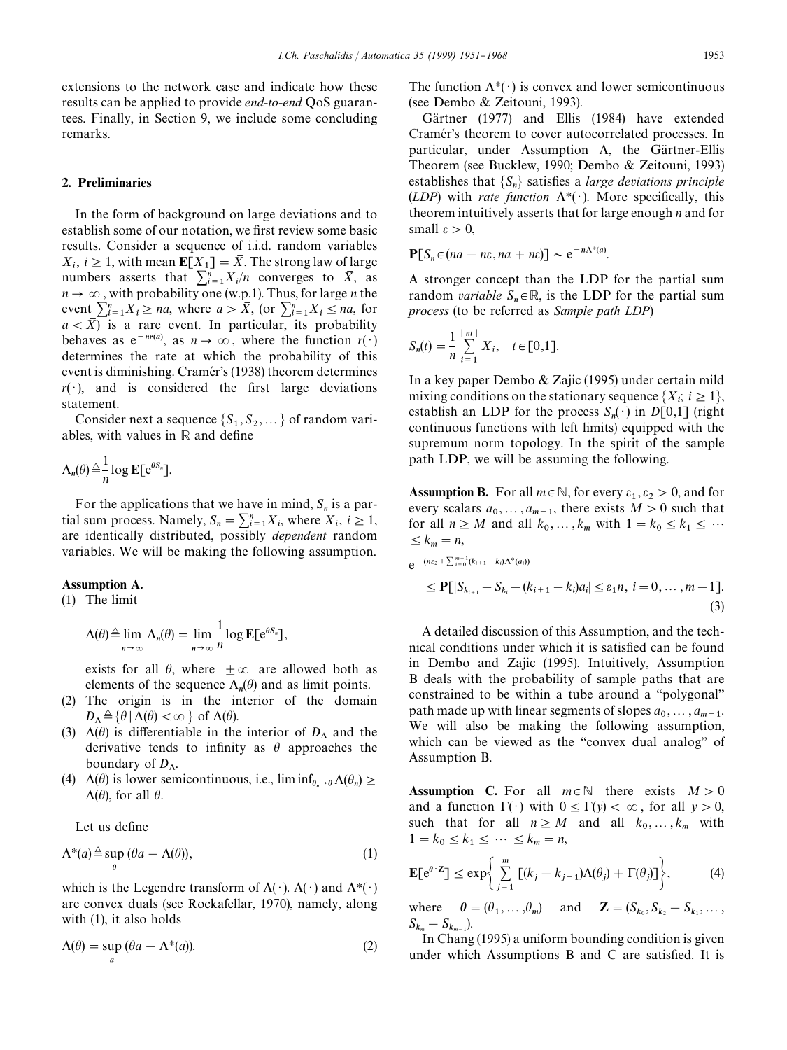extensions to the network case and indicate how these results can be applied to provide *end-to-end* QoS guarantees. Finally, in Section 9, we include some concluding remarks.

## 2. Preliminaries

In the form of background on large deviations and to establish some of our notation, we first review some basic results. Consider a sequence of i.i.d. random variables $X_i$, $i \geq 1$, with mean $\mathbf{E}[X_1] = \bar{X}$. The strong law of large numbers asserts that $\sum_{i=1}^{n} X_i/n$ converges to $\bar{X}$, as $n \to \infty$, with probability one (w.p.1). Thus, for large $n$ the event $\sum_{i=1}^{n} X_i \geq na$, where $a > \bar{X}$, (or $\sum_{i=1}^{n} X_i \leq na$, for $a < \bar{X}$) is a rare event. In particular, its probability behaves as $e^{-nr(a)}$, as $n \to \infty$, where the function $r(\cdot)$ determines the rate at which the probability of this event is diminishing. Cramér's (1938) theorem determines $r(\cdot)$, and is considered the first large deviations statement.

Consider next a sequence $\{S_1, S_2, \ldots\}$ of random variables, with values in $\mathbb{R}$ and define

$$\Lambda_n(\theta) \triangleq \frac{1}{n} \log \mathbf{E}[e^{\theta S_n}].$$

For the applications that we have in mind, $S_n$ is a partial sum process. Namely, $S_n = \sum_{i=1}^{n} X_i$, where $X_i$, $i \geq 1$, are identically distributed, possibly *dependent* random variables. We will be making the following assumption.

**Assumption A.**

(1) The limit

$$\Lambda(\theta) \triangleq \lim_{n \to \infty} \Lambda_n(\theta) = \lim_{n \to \infty} \frac{1}{n} \log \mathbf{E}[e^{\theta S_n}],$$

exists for all $\theta$, where $\pm\infty$ are allowed both as elements of the sequence $\Lambda_n(\theta)$ and as limit points.

(2) The origin is in the interior of the domain $D_\Lambda \triangleq \{\theta \mid \Lambda(\theta) < \infty\}$ of $\Lambda(\theta)$.

(3) $\Lambda(\theta)$ is differentiable in the interior of $D_\Lambda$ and the derivative tends to infinity as $\theta$ approaches the boundary of $D_\Lambda$.

(4) $\Lambda(\theta)$ is lower semicontinuous, i.e., $\liminf_{\theta_n \to \theta} \Lambda(\theta_n) \geq \Lambda(\theta)$, for all $\theta$.

Let us define

$$\Lambda^*(a) \triangleq \sup_{\theta} (\theta a - \Lambda(\theta)), \tag{1}$$

which is the Legendre transform of $\Lambda(\cdot)$. $\Lambda(\cdot)$ and $\Lambda^*(\cdot)$ are convex duals (see Rockafellar, 1970), namely, along with (1), it also holds

$$\Lambda(\theta) = \sup_{a} (\theta a - \Lambda^*(a)). \tag{2}$$

The function $\Lambda^*(\cdot)$ is convex and lower semicontinuous (see Dembo & Zeitouni, 1993).

Gärtner (1977) and Ellis (1984) have extended Cramér's theorem to cover autocorrelated processes. In particular, under Assumption A, the Gärtner-Ellis Theorem (see Bucklew, 1990; Dembo & Zeitouni, 1993) establishes that $\{S_n\}$ satisfies a *large deviations principle* (*LDP*) with *rate function* $\Lambda^*(\cdot)$. More specifically, this theorem intuitively asserts that for large enough $n$ and for small $\varepsilon > 0$,

$$\mathbf{P}[S_n \in (na - n\varepsilon, na + n\varepsilon)] \sim e^{-n\Lambda^*(a)}.$$

A stronger concept than the LDP for the partial sum random *variable* $S_n \in \mathbb{R}$, is the LDP for the partial sum *process* (to be referred as *Sample path LDP*)

$$S_n(t) = \frac{1}{n} \sum_{i=1}^{\lfloor nt \rfloor} X_i, \quad t \in [0,1].$$

In a key paper Dembo & Zajic (1995) under certain mild mixing conditions on the stationary sequence $\{X_i;\ i \geq 1\}$, establish an LDP for the process $S_n(\cdot)$ in $D[0,1]$ (right continuous functions with left limits) equipped with the supremum norm topology. In the spirit of the sample path LDP, we will be assuming the following.

**Assumption B.** For all $m \in \mathbb{N}$, for every $\varepsilon_1, \varepsilon_2 > 0$, and for every scalars $a_0, \ldots, a_{m-1}$, there exists $M > 0$ such that for all $n \geq M$ and all $k_0, \ldots, k_m$ with $1 = k_0 \leq k_1 \leq \cdots \leq k_m = n$,

$$e^{-(n\varepsilon_2 + \sum_{i=0}^{m-1}(k_{i+1}-k_i)\Lambda^*(a_i))} \leq \mathbf{P}[|S_{k_{i+1}} - S_{k_i} - (k_{i+1} - k_i)a_i| \leq \varepsilon_1 n,\ i = 0, \ldots, m-1]. \tag{3}$$

A detailed discussion of this Assumption, and the technical conditions under which it is satisfied can be found in Dembo and Zajic (1995). Intuitively, Assumption B deals with the probability of sample paths that are constrained to be within a tube around a "polygonal" path made up with linear segments of slopes $a_0, \ldots, a_{m-1}$. We will also be making the following assumption, which can be viewed as the "convex dual analog" of Assumption B.

**Assumption C.** For all $m \in \mathbb{N}$ there exists $M > 0$ and a function $\Gamma(\cdot)$ with $0 \leq \Gamma(y) < \infty$, for all $y > 0$, such that for all $n \geq M$ and all $k_0, \ldots, k_m$ with $1 = k_0 \leq k_1 \leq \cdots \leq k_m = n$,

$$\mathbf{E}[e^{\boldsymbol{\theta} \cdot \mathbf{Z}}] \leq \exp\left\{ \sum_{j=1}^{m} [(k_j - k_{j-1})\Lambda(\theta_j) + \Gamma(\theta_j)] \right\}, \tag{4}$$

where $\boldsymbol{\theta} = (\theta_1, \ldots, \theta_m)$ and $\mathbf{Z} = (S_{k_0}, S_{k_2} - S_{k_1}, \ldots, S_{k_m} - S_{k_{m-1}})$.

In Chang (1995) a uniform bounding condition is given under which Assumptions B and C are satisfied. It is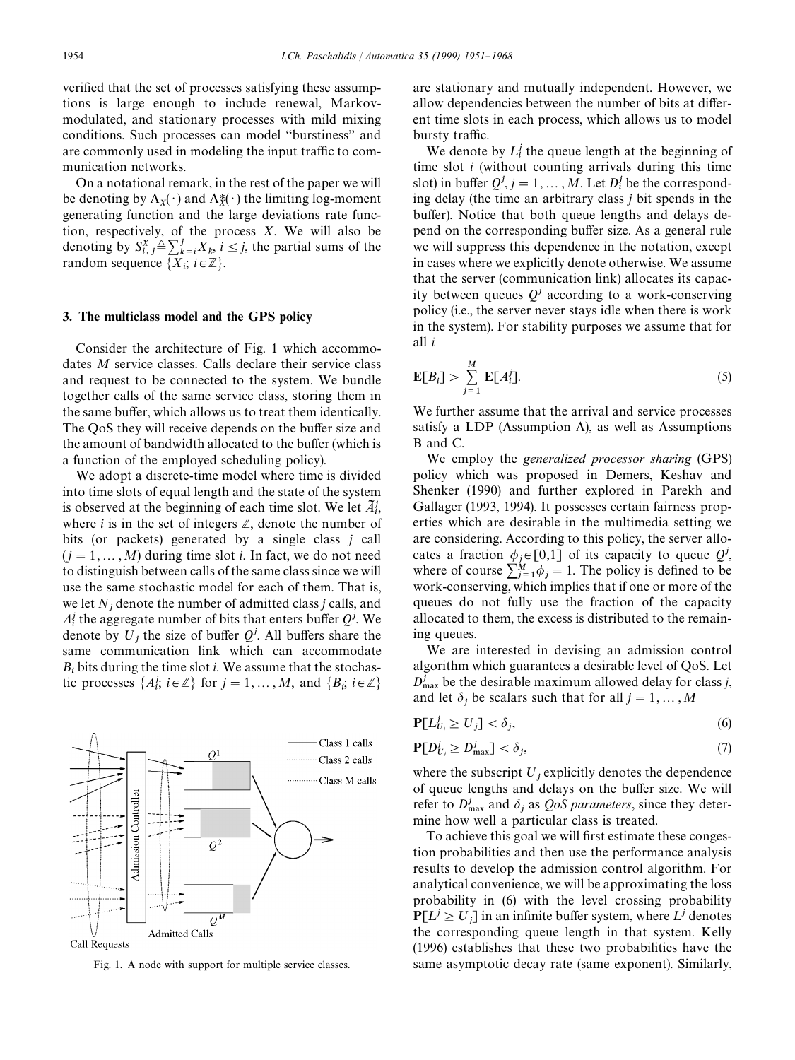verified that the set of processes satisfying these assumptions is large enough to include renewal, Markov-modulated, and stationary processes with mild mixing conditions. Such processes can model "burstiness" and are commonly used in modeling the input traffic to communication networks.

On a notational remark, in the rest of the paper we will be denoting by $\Lambda_X(\cdot)$ and $\Lambda_X^*(\cdot)$ the limiting log-moment generating function and the large deviations rate function, respectively, of the process $X$. We will also be denoting by $S_{i,j}^X \triangleq \sum_{k=i}^{j} X_k$, $i \leq j$, the partial sums of the random sequence $\{X_i;\ i \in \mathbb{Z}\}$.

## 3. The multiclass model and the GPS policy

Consider the architecture of Fig. 1 which accommodates $M$ service classes. Calls declare their service class and request to be connected to the system. We bundle together calls of the same service class, storing them in the same buffer, which allows us to treat them identically. The QoS they will receive depends on the buffer size and the amount of bandwidth allocated to the buffer (which is a function of the employed scheduling policy).

We adopt a discrete-time model where time is divided into time slots of equal length and the state of the system is observed at the beginning of each time slot. We let $\tilde{A}_i^j$, where $i$ is in the set of integers $\mathbb{Z}$, denote the number of bits (or packets) generated by a single class $j$ call ($j = 1, \ldots, M$) during time slot $i$. In fact, we do not need to distinguish between calls of the same class since we will use the same stochastic model for each of them. That is, we let $N_j$ denote the number of admitted class $j$ calls, and $A_i^j$ the aggregate number of bits that enters buffer $Q^j$. We denote by $U_j$ the size of buffer $Q^j$. All buffers share the same communication link which can accommodate $B_i$ bits during the time slot $i$. We assume that the stochastic processes $\{A_i^j;\ i \in \mathbb{Z}\}$ for $j = 1, \ldots, M$, and $\{B_i;\ i \in \mathbb{Z}\}$ are stationary and mutually independent. However, we allow dependencies between the number of bits at different time slots in each process, which allows us to model bursty traffic.

Fig. 1. A node with support for multiple service classes.

We denote by $L_i^j$ the queue length at the beginning of time slot $i$ (without counting arrivals during this time slot) in buffer $Q^j$, $j = 1, \ldots, M$. Let $D_i^j$ be the corresponding delay (the time an arbitrary class $j$ bit spends in the buffer). Notice that both queue lengths and delays depend on the corresponding buffer size. As a general rule we will suppress this dependence in the notation, except in cases where we explicitly denote otherwise. We assume that the server (communication link) allocates its capacity between queues $Q^j$ according to a work-conserving policy (i.e., the server never stays idle when there is work in the system). For stability purposes we assume that for all $i$

$$\mathbf{E}[B_i] > \sum_{j=1}^{M} \mathbf{E}[A_i^j]. \tag{5}$$

We further assume that the arrival and service processes satisfy a LDP (Assumption A), as well as Assumptions B and C.

We employ the *generalized processor sharing* (GPS) policy which was proposed in Demers, Keshav and Shenker (1990) and further explored in Parekh and Gallager (1993, 1994). It possesses certain fairness properties which are desirable in the multimedia setting we are considering. According to this policy, the server allocates a fraction $\phi_j \in [0,1]$ of its capacity to queue $Q^j$, where of course $\sum_{j=1}^{M} \phi_j = 1$. The policy is defined to be work-conserving, which implies that if one or more of the queues do not fully use the fraction of the capacity allocated to them, the excess is distributed to the remaining queues.

We are interested in devising an admission control algorithm which guarantees a desirable level of QoS. Let $D_{\max}^j$ be the desirable maximum allowed delay for class $j$, and let $\delta_j$ be scalars such that for all $j = 1, \ldots, M$

$$\mathbf{P}[L_{U_j}^j \geq U_j] < \delta_j, \tag{6}$$

$$\mathbf{P}[D_{U_j}^j \geq D_{\max}^j] < \delta_j, \tag{7}$$

where the subscript $U_j$ explicitly denotes the dependence of queue lengths and delays on the buffer size. We will refer to $D_{\max}^j$ and $\delta_j$ as *QoS parameters*, since they determine how well a particular class is treated.

To achieve this goal we will first estimate these congestion probabilities and then use the performance analysis results to develop the admission control algorithm. For analytical convenience, we will be approximating the loss probability in (6) with the level crossing probability $\mathbf{P}[L^j \geq U_j]$ in an infinite buffer system, where $L^j$ denotes the corresponding queue length in that system. Kelly (1996) establishes that these two probabilities have the same asymptotic decay rate (same exponent). Similarly,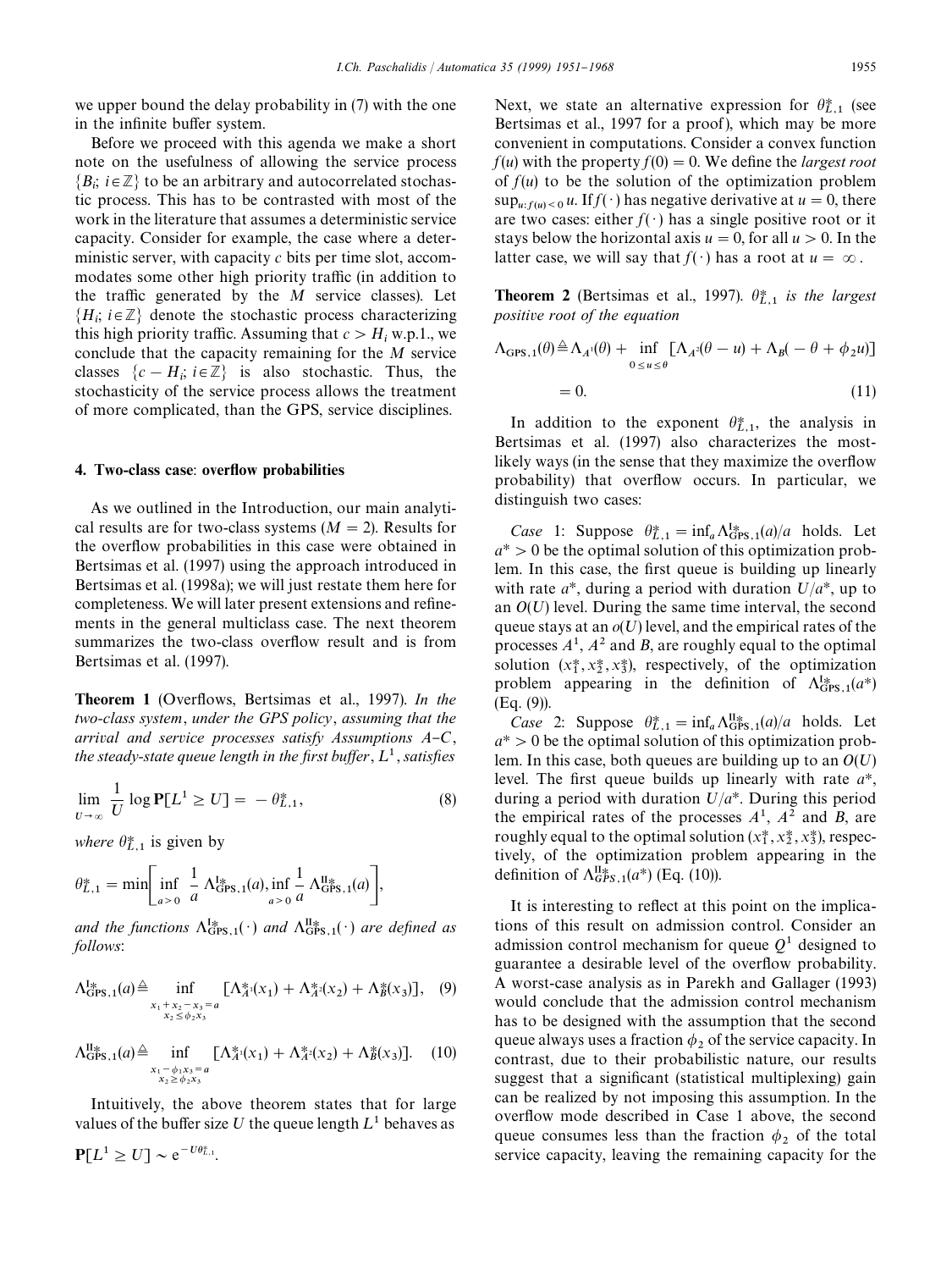we upper bound the delay probability in (7) with the one in the infinite buffer system.

Before we proceed with this agenda we make a short note on the usefulness of allowing the service process $\{B_i;\ i \in \mathbb{Z}\}$ to be an arbitrary and autocorrelated stochastic process. This has to be contrasted with most of the work in the literature that assumes a deterministic service capacity. Consider for example, the case where a deterministic server, with capacity $c$ bits per time slot, accommodates some other high priority traffic (in addition to the traffic generated by the $M$ service classes). Let $\{H_i;\ i \in \mathbb{Z}\}$ denote the stochastic process characterizing this high priority traffic. Assuming that $c > H_i$ w.p.1., we conclude that the capacity remaining for the $M$ service classes $\{c - H_i;\ i \in \mathbb{Z}\}$ is also stochastic. Thus, the stochasticity of the service process allows the treatment of more complicated, than the GPS, service disciplines.

## 4. Two-class case: overflow probabilities

As we outlined in the Introduction, our main analytical results are for two-class systems ($M = 2$). Results for the overflow probabilities in this case were obtained in Bertsimas et al. (1997) using the approach introduced in Bertsimas et al. (1998a); we will just restate them here for completeness. We will later present extensions and refinements in the general multiclass case. The next theorem summarizes the two-class overflow result and is from Bertsimas et al. (1997).

**Theorem 1** (Overflows, Bertsimas et al., 1997). *In the two-class system, under the GPS policy, assuming that the arrival and service processes satisfy Assumptions A–C, the steady-state queue length in the first buffer, $L^1$, satisfies*

$$\lim_{U \to \infty} \frac{1}{U} \log \mathbf{P}[L^1 \geq U] = -\theta^*_{L,1}, \tag{8}$$

*where $\theta^*_{L,1}$ is given by*

$$\theta^*_{L,1} = \min\left[\inf_{a>0} \frac{1}{a} \Lambda^{\mathrm{I}*}_{\mathrm{GPS},1}(a), \inf_{a>0} \frac{1}{a} \Lambda^{\mathrm{II}*}_{\mathrm{GPS},1}(a)\right],$$

*and the functions $\Lambda^{\mathrm{I}*}_{\mathrm{GPS},1}(\cdot)$ and $\Lambda^{\mathrm{II}*}_{\mathrm{GPS},1}(\cdot)$ are defined as follows:*

$$\Lambda^{\mathrm{I}*}_{\mathrm{GPS},1}(a) \triangleq \inf_{\substack{x_1 + x_2 - x_3 = a \\ x_2 \leq \phi_2 x_3}} [\Lambda^*_{A^1}(x_1) + \Lambda^*_{A^2}(x_2) + \Lambda^*_B(x_3)], \tag{9}$$

$$\Lambda^{\mathrm{II}*}_{\mathrm{GPS},1}(a) \triangleq \inf_{\substack{x_1 - \phi_1 x_3 = a \\ x_2 \geq \phi_2 x_3}} [\Lambda^*_{A^1}(x_1) + \Lambda^*_{A^2}(x_2) + \Lambda^*_B(x_3)]. \tag{10}$$

Intuitively, the above theorem states that for large values of the buffer size $U$ the queue length $L^1$ behaves as

$\mathbf{P}[L^1 \geq U] \sim \mathrm{e}^{-U\theta^*_{L,1}}$.

Next, we state an alternative expression for $\theta^*_{L,1}$ (see Bertsimas et al., 1997 for a proof), which may be more convenient in computations. Consider a convex function $f(u)$ with the property $f(0) = 0$. We define the *largest root* of $f(u)$ to be the solution of the optimization problem $\sup_{u: f(u) < 0} u$. If $f(\cdot)$ has negative derivative at $u = 0$, there are two cases: either $f(\cdot)$ has a single positive root or it stays below the horizontal axis $u = 0$, for all $u > 0$. In the latter case, we will say that $f(\cdot)$ has a root at $u = \infty$.

**Theorem 2** (Bertsimas et al., 1997). *$\theta^*_{L,1}$ is the largest positive root of the equation*

$$\Lambda_{\mathrm{GPS},1}(\theta) \triangleq \Lambda_{A^1}(\theta) + \inf_{0 \leq u \leq \theta} [\Lambda_{A^2}(\theta - u) + \Lambda_B(-\theta + \phi_2 u)] = 0. \tag{11}$$

In addition to the exponent $\theta^*_{L,1}$, the analysis in Bertsimas et al. (1997) also characterizes the most-likely ways (in the sense that they maximize the overflow probability) that overflow occurs. In particular, we distinguish two cases:

*Case* 1: Suppose $\theta^*_{L,1} = \inf_a \Lambda^{\mathrm{I}*}_{\mathrm{GPS},1}(a)/a$ holds. Let $a^* > 0$ be the optimal solution of this optimization problem. In this case, the first queue is building up linearly with rate $a^*$, during a period with duration $U/a^*$, up to an $O(U)$ level. During the same time interval, the second queue stays at an $o(U)$ level, and the empirical rates of the processes $A^1$, $A^2$ and $B$, are roughly equal to the optimal solution $(x^*_1, x^*_2, x^*_3)$, respectively, of the optimization problem appearing in the definition of $\Lambda^{\mathrm{I}*}_{\mathrm{GPS},1}(a^*)$ (Eq. (9)).

*Case* 2: Suppose $\theta^*_{L,1} = \inf_a \Lambda^{\mathrm{II}*}_{\mathrm{GPS},1}(a)/a$ holds. Let $a^* > 0$ be the optimal solution of this optimization problem. In this case, both queues are building up to an $O(U)$ level. The first queue builds up linearly with rate $a^*$, during a period with duration $U/a^*$. During this period the empirical rates of the processes $A^1$, $A^2$ and $B$, are roughly equal to the optimal solution $(x^*_1, x^*_2, x^*_3)$, respectively, of the optimization problem appearing in the definition of $\Lambda^{\mathrm{II}*}_{GPS,1}(a^*)$ (Eq. (10)).

It is interesting to reflect at this point on the implications of this result on admission control. Consider an admission control mechanism for queue $Q^1$ designed to guarantee a desirable level of the overflow probability. A worst-case analysis as in Parekh and Gallager (1993) would conclude that the admission control mechanism has to be designed with the assumption that the second queue always uses a fraction $\phi_2$ of the service capacity. In contrast, due to their probabilistic nature, our results suggest that a significant (statistical multiplexing) gain can be realized by not imposing this assumption. In the overflow mode described in Case 1 above, the second queue consumes less than the fraction $\phi_2$ of the total service capacity, leaving the remaining capacity for the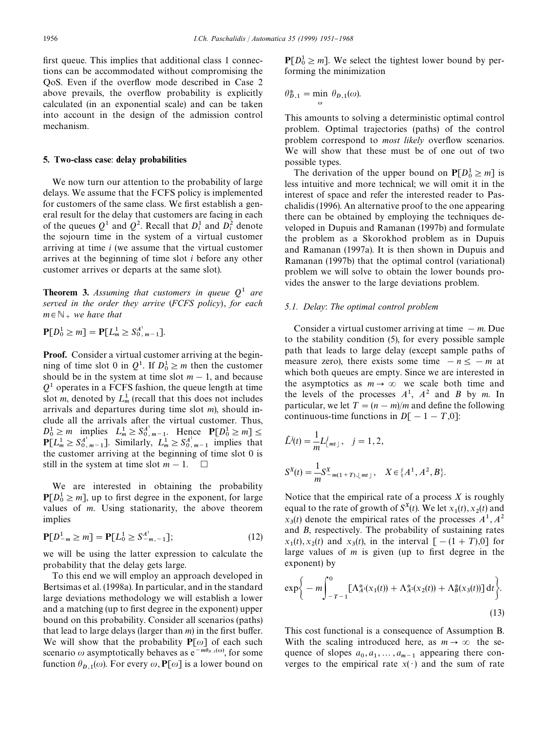first queue. This implies that additional class 1 connections can be accommodated without compromising the QoS. Even if the overflow mode described in Case 2 above prevails, the overflow probability is explicitly calculated (in an exponential scale) and can be taken into account in the design of the admission control mechanism.

## 5. Two-class case: delay probabilities

We now turn our attention to the probability of large delays. We assume that the FCFS policy is implemented for customers of the same class. We first establish a general result for the delay that customers are facing in each of the queues $Q^1$ and $Q^2$. Recall that $D_i^1$ and $D_i^2$ denote the sojourn time in the system of a virtual customer arriving at time $i$ (we assume that the virtual customer arrives at the beginning of time slot $i$ before any other customer arrives or departs at the same slot).

**Theorem 3.** *Assuming that customers in queue $Q^1$ are served in the order they arrive (FCFS policy), for each $m \in \mathbb{N}_+$ we have that*

$$\mathbf{P}[D_0^1 \geq m] = \mathbf{P}[L_m^1 \geq S_{0,m-1}^{A^1}].$$

**Proof.** Consider a virtual customer arriving at the beginning of time slot 0 in $Q^1$. If $D_0^1 \geq m$ then the customer should be in the system at time slot $m-1$, and because $Q^1$ operates in a FCFS fashion, the queue length at time slot $m$, denoted by $L_m^1$ (recall that this does not includes arrivals and departures during time slot $m$), should include all the arrivals after the virtual customer. Thus, $D_0^1 \geq m$ implies $L_m^1 \geq S_{0,m-1}^{A^1}$. Hence $\mathbf{P}[D_0^1 \geq m] \leq \mathbf{P}[L_m^1 \geq S_{0,m-1}^{A^1}]$. Similarly, $L_m^1 \geq S_{0,m-1}^{A^1}$ implies that the customer arriving at the beginning of time slot 0 is still in the system at time slot $m-1$. $\square$

We are interested in obtaining the probability $\mathbf{P}[D_0^1 \geq m]$, up to first degree in the exponent, for large values of $m$. Using stationarity, the above theorem implies

$$\mathbf{P}[D_{-m}^1 \geq m] = \mathbf{P}[L_0^1 \geq S_{-m,-1}^{A^1}]; \tag{12}$$

we will be using the latter expression to calculate the probability that the delay gets large.

To this end we will employ an approach developed in Bertsimas et al. (1998a). In particular, and in the standard large deviations methodology we will establish a lower and a matching (up to first degree in the exponent) upper bound on this probability. Consider all scenarios (paths) that lead to large delays (larger than $m$) in the first buffer. We will show that the probability $\mathbf{P}[\omega]$ of each such scenario $\omega$ asymptotically behaves as $e^{-m\theta_{D,1}(\omega)}$, for some function $\theta_{D,1}(\omega)$. For every $\omega$, $\mathbf{P}[\omega]$ is a lower bound on $\mathbf{P}[D_0^1 \geq m]$. We select the tightest lower bound by performing the minimization

$$\theta_{D,1}^* = \min_{\omega} \theta_{D,1}(\omega).$$

This amounts to solving a deterministic optimal control problem. Optimal trajectories (paths) of the control problem correspond to *most likely* overflow scenarios. We will show that these must be of one out of two possible types.

The derivation of the upper bound on $\mathbf{P}[D_0^1 \geq m]$ is less intuitive and more technical; we will omit it in the interest of space and refer the interested reader to Paschalidis (1996). An alternative proof to the one appearing there can be obtained by employing the techniques developed in Dupuis and Ramanan (1997b) and formulate the problem as a Skorokhod problem as in Dupuis and Ramanan (1997a). It is then shown in Dupuis and Ramanan (1997b) that the optimal control (variational) problem we will solve to obtain the lower bounds provides the answer to the large deviations problem.

### 5.1. Delay: The optimal control problem

Consider a virtual customer arriving at time $-m$. Due to the stability condition (5), for every possible sample path that leads to large delay (except sample paths of measure zero), there exists some time $-n \leq -m$ at which both queues are empty. Since we are interested in the asymptotics as $m \to \infty$ we scale both time and the levels of the processes $A^1$, $A^2$ and $B$ by $m$. In particular, we let $T = (n-m)/m$ and define the following continuous-time functions in $D[-1-T, 0]$:

$$\hat{L}^j(t) = \frac{1}{m} L^j_{\lfloor mt \rfloor}, \quad j = 1, 2,$$

$$S^X(t) = \frac{1}{m} S^X_{-m(1+T), \lfloor mt \rfloor}, \quad X \in \{A^1, A^2, B\}.$$

Notice that the empirical rate of a process $X$ is roughly equal to the rate of growth of $S^X(t)$. We let $x_1(t), x_2(t)$ and $x_3(t)$ denote the empirical rates of the processes $A^1, A^2$ and $B$, respectively. The probability of sustaining rates $x_1(t), x_2(t)$ and $x_3(t)$, in the interval $[-(1+T), 0]$ for large values of $m$ is given (up to first degree in the exponent) by

$$\exp\left\{ -m \int_{-T-1}^{0} [\Lambda_{A^1}^*(x_1(t)) + \Lambda_{A^2}^*(x_2(t)) + \Lambda_B^*(x_3(t))] \, dt \right\}. \tag{13}$$

This cost functional is a consequence of Assumption B. With the scaling introduced here, as $m \to \infty$ the sequence of slopes $a_0, a_1, \ldots, a_{m-1}$ appearing there converges to the empirical rate $x(\cdot)$ and the sum of rate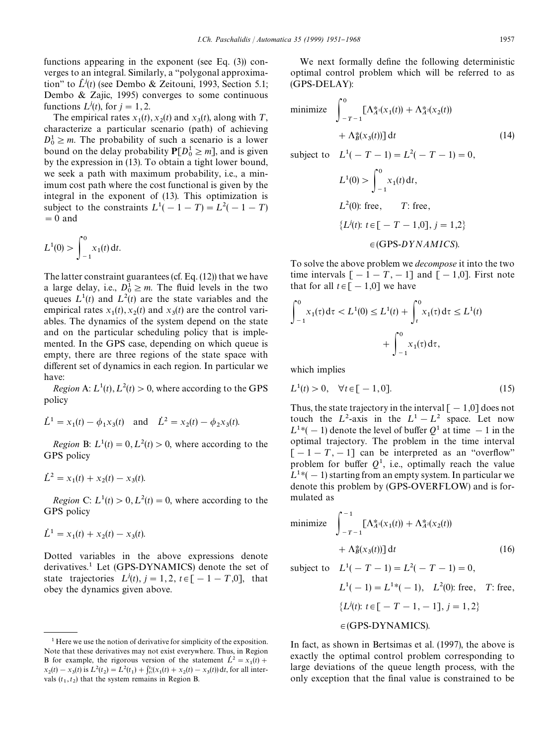functions appearing in the exponent (see Eq. (3)) converges to an integral. Similarly, a "polygonal approximation" to $\hat{L}^j(t)$ (see Dembo & Zeitouni, 1993, Section 5.1; Dembo & Zajic, 1995) converges to some continuous functions $L^j(t)$, for $j = 1, 2$.

The empirical rates $x_1(t), x_2(t)$ and $x_3(t)$, along with $T$, characterize a particular scenario (path) of achieving $D_0^1 \geq m$. The probability of such a scenario is a lower bound on the delay probability $\mathbf{P}[D_0^1 \geq m]$, and is given by the expression in (13). To obtain a tight lower bound, we seek a path with maximum probability, i.e., a minimum cost path where the cost functional is given by the integral in the exponent of (13). This optimization is subject to the constraints $L^1(-1-T) = L^2(-1-T) = 0$ and

$$L^1(0) > \int_{-1}^{0} x_1(t)\,\mathrm{d}t.$$

The latter constraint guarantees (cf. Eq. (12)) that we have a large delay, i.e., $D_0^1 \geq m$. The fluid levels in the two queues $L^1(t)$ and $L^2(t)$ are the state variables and the empirical rates $x_1(t), x_2(t)$ and $x_3(t)$ are the control variables. The dynamics of the system depend on the state and on the particular scheduling policy that is implemented. In the GPS case, depending on which queue is empty, there are three regions of the state space with different set of dynamics in each region. In particular we have:

*Region* A: $L^1(t), L^2(t) > 0$, where according to the GPS policy

$$\dot{L}^1 = x_1(t) - \phi_1 x_3(t) \quad \text{and} \quad \dot{L}^2 = x_2(t) - \phi_2 x_3(t).$$

*Region* B: $L^1(t) = 0, L^2(t) > 0$, where according to the GPS policy

$$\dot{L}^2 = x_1(t) + x_2(t) - x_3(t).$$

*Region* C: $L^1(t) > 0, L^2(t) = 0$, where according to the GPS policy

$$\dot{L}^1 = x_1(t) + x_2(t) - x_3(t).$$

Dotted variables in the above expressions denote derivatives.[1] Let (GPS-DYNAMICS) denote the set of state trajectories $L^j(t)$, $j = 1, 2$, $t \in [-1-T, 0]$, that obey the dynamics given above.

[1] Here we use the notion of derivative for simplicity of the exposition. Note that these derivatives may not exist everywhere. Thus, in Region B for example, the rigorous version of the statement $\dot{L}^2 = x_1(t) + x_2(t) - x_3(t)$ is $L^2(t_2) = L^2(t_1) + \int_{t_1}^{t_2}(x_1(t) + x_2(t) - x_3(t))\,\mathrm{d}t$, for all intervals $(t_1, t_2)$ that the system remains in Region B.

We next formally define the following deterministic optimal control problem which will be referred to as (GPS-DELAY):

$$
\begin{aligned}
\text{minimize} \quad & \int_{-T-1}^{0} [\Lambda^*_{A^1}(x_1(t)) + \Lambda^*_{A^2}(x_2(t)) \\
& \quad + \Lambda^*_B(x_3(t))]\,\mathrm{d}t \qquad (14) \\
\text{subject to} \quad & L^1(-T-1) = L^2(-T-1) = 0, \\
& L^1(0) > \int_{-1}^{0} x_1(t)\,\mathrm{d}t, \\
& L^2(0)\text{: free}, \qquad T\text{: free}, \\
& \{L^j(t)\text{: } t \in [-T-1, 0],\ j = 1,2\} \\
& \quad \in (\text{GPS-}DYNAMICS).
\end{aligned}
$$

To solve the above problem we *decompose* it into the two time intervals $[-1-T, -1]$ and $[-1, 0]$. First note that for all $t \in [-1, 0]$ we have

$$\int_{-1}^{0} x_1(\tau)\,\mathrm{d}\tau < L^1(0) \leq L^1(t) + \int_{t}^{0} x_1(\tau)\,\mathrm{d}\tau \leq L^1(t) + \int_{-1}^{0} x_1(\tau)\,\mathrm{d}\tau,$$

which implies

$$L^1(t) > 0, \quad \forall t \in [-1, 0]. \qquad (15)$$

Thus, the state trajectory in the interval $[-1, 0]$ does not touch the $L^2$-axis in the $L^1 - L^2$ space. Let now $L^{1*}(-1)$ denote the level of buffer $Q^1$ at time $-1$ in the optimal trajectory. The problem in the time interval $[-1-T, -1]$ can be interpreted as an "overflow" problem for buffer $Q^1$, i.e., optimally reach the value $L^{1*}(-1)$ starting from an empty system. In particular we denote this problem by (GPS-OVERFLOW) and is formulated as

$$
\begin{aligned}
\text{minimize} \quad & \int_{-T-1}^{-1} [\Lambda^*_{A^1}(x_1(t)) + \Lambda^*_{A^2}(x_2(t)) \\
& \quad + \Lambda^*_B(x_3(t))]\,\mathrm{d}t \qquad (16) \\
\text{subject to} \quad & L^1(-T-1) = L^2(-T-1) = 0, \\
& L^1(-1) = L^{1*}(-1), \quad L^2(0)\text{: free}, \quad T\text{: free}, \\
& \{L^j(t)\text{: } t \in [-T-1, -1],\ j = 1,2\} \\
& \quad \in (\text{GPS-DYNAMICS}).
\end{aligned}
$$

In fact, as shown in Bertsimas et al. (1997), the above is exactly the optimal control problem corresponding to large deviations of the queue length process, with the only exception that the final value is constrained to be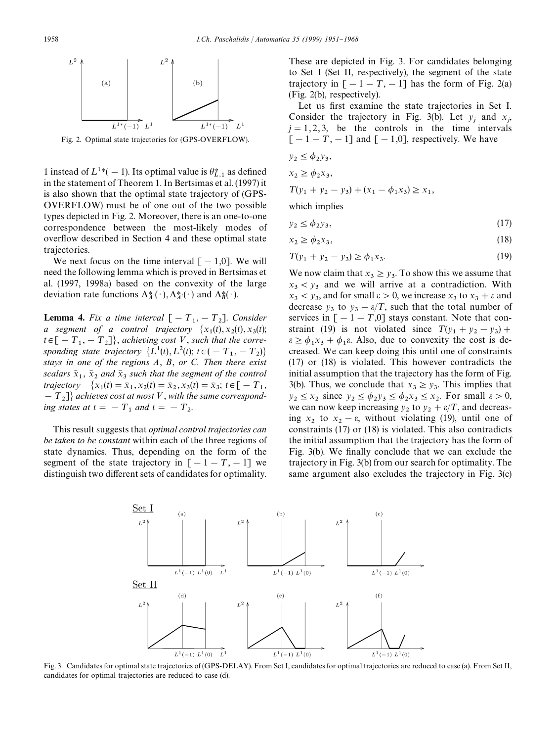Fig. 2. Optimal state trajectories for (GPS-OVERFLOW).

1 instead of $L^{1*}(-1)$. Its optimal value is $\theta^*_{L,1}$ as defined in the statement of Theorem 1. In Bertsimas et al. (1997) it is also shown that the optimal state trajectory of (GPS-OVERFLOW) must be of one out of the two possible types depicted in Fig. 2. Moreover, there is an one-to-one correspondence between the most-likely modes of overflow described in Section 4 and these optimal state trajectories.

We next focus on the time interval $[-1,0]$. We will need the following lemma which is proved in Bertsimas et al. (1997, 1998a) based on the convexity of the large deviation rate functions $\Lambda^*_{A^1}(\cdot), \Lambda^*_{A^2}(\cdot)$ and $\Lambda^*_B(\cdot)$.

**Lemma 4.** *Fix a time interval $[-T_1, -T_2]$. Consider a segment of a control trajectory $\{x_1(t), x_2(t), x_3(t);\ t \in [-T_1, -T_2]\}$, achieving cost $V$, such that the corresponding state trajectory $\{L^1(t), L^2(t);\ t \in (-T_1, -T_2)\}$ stays in one of the regions A, B, or C. Then there exist scalars $\bar{x}_1$, $\bar{x}_2$ and $\bar{x}_3$ such that the segment of the control trajectory $\{x_1(t) = \bar{x}_1, x_2(t) = \bar{x}_2, x_3(t) = \bar{x}_3;\ t \in [-T_1, -T_2]\}$ achieves cost at most V, with the same corresponding states at $t = -T_1$ and $t = -T_2$.*

This result suggests that *optimal control trajectories can be taken to be constant* within each of the three regions of state dynamics. Thus, depending on the form of the segment of the state trajectory in $[-1-T, -1]$ we distinguish two different sets of candidates for optimality. These are depicted in Fig. 3. For candidates belonging to Set I (Set II, respectively), the segment of the state trajectory in $[-1-T, -1]$ has the form of Fig. 2(a) (Fig. 2(b), respectively).

Let us first examine the state trajectories in Set I. Consider the trajectory in Fig. 3(b). Let $y_j$ and $x_j$, $j = 1, 2, 3$, be the controls in the time intervals $[-1-T, -1]$ and $[-1, 0]$, respectively. We have

$$y_2 \le \phi_2 y_3,$$

$$x_2 \ge \phi_2 x_3,$$

$$T(y_1 + y_2 - y_3) + (x_1 - \phi_1 x_3) \ge x_1,$$

which implies

$$y_2 \le \phi_2 y_3, \tag{17}$$

$$x_2 \ge \phi_2 x_3, \tag{18}$$

$$T(y_1 + y_2 - y_3) \ge \phi_1 x_3. \tag{19}$$

We now claim that $x_3 \ge y_3$. To show this we assume that $x_3 < y_3$ and we will arrive at a contradiction. With $x_3 < y_3$, and for small $\varepsilon > 0$, we increase $x_3$ to $x_3 + \varepsilon$ and decrease $y_3$ to $y_3 - \varepsilon/T$, such that the total number of services in $[-1-T, 0]$ stays constant. Note that constraint (19) is not violated since $T(y_1 + y_2 - y_3) + \varepsilon \ge \phi_1 x_3 + \phi_1 \varepsilon$. Also, due to convexity the cost is decreased. We can keep doing this until one of constraints (17) or (18) is violated. This however contradicts the initial assumption that the trajectory has the form of Fig. 3(b). Thus, we conclude that $x_3 \ge y_3$. This implies that $y_2 \le x_2$ since $y_2 \le \phi_2 y_3 \le \phi_2 x_3 \le x_2$. For small $\varepsilon > 0$, we can now keep increasing $y_2$ to $y_2 + \varepsilon/T$, and decreasing $x_2$ to $x_2 - \varepsilon$, without violating (19), until one of constraints (17) or (18) is violated. This also contradicts the initial assumption that the trajectory has the form of Fig. 3(b). We finally conclude that we can exclude the trajectory in Fig. 3(b) from our search for optimality. The same argument also excludes the trajectory in Fig. 3(c)

Fig. 3. Candidates for optimal state trajectories of (GPS-DELAY). From Set I, candidates for optimal trajectories are reduced to case (a). From Set II, candidates for optimal trajectories are reduced to case (d).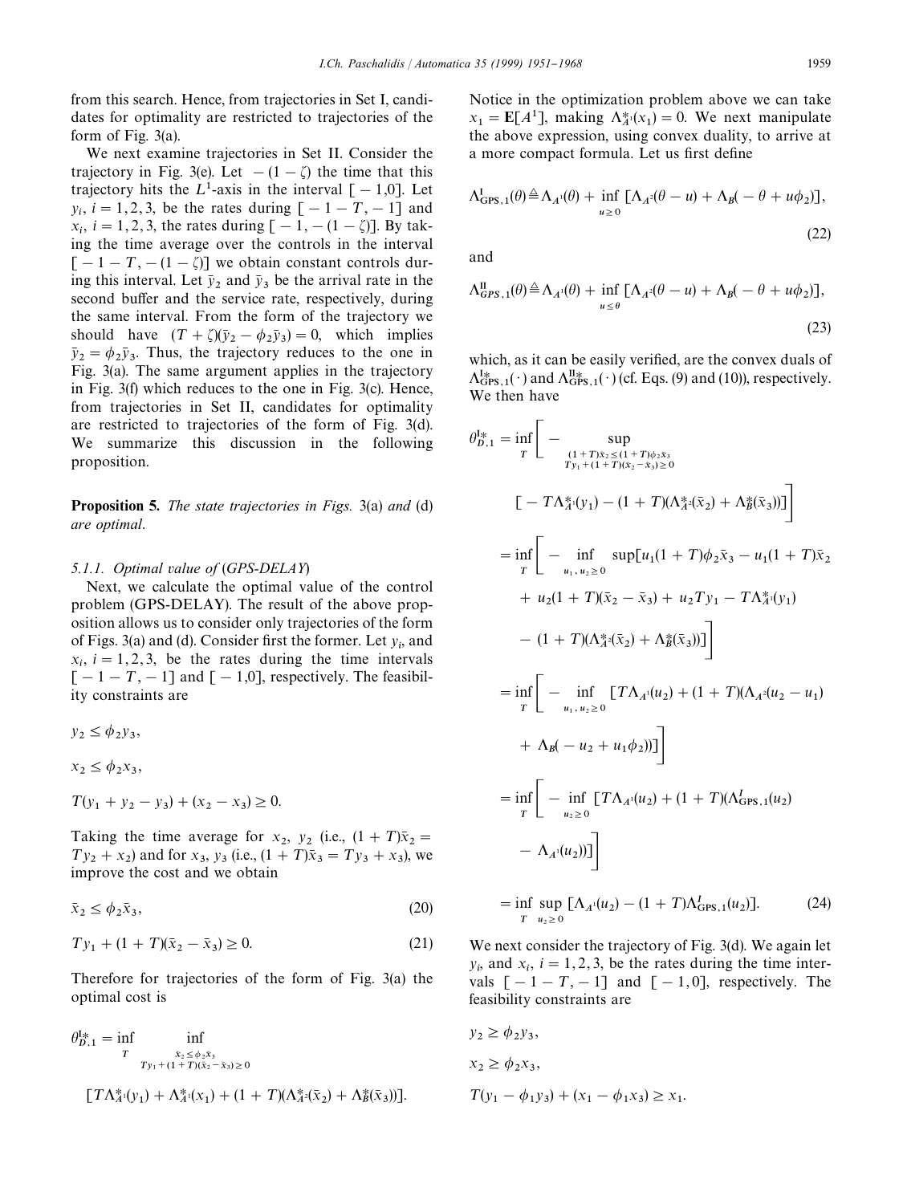from this search. Hence, from trajectories in Set I, candidates for optimality are restricted to trajectories of the form of Fig. 3(a).

We next examine trajectories in Set II. Consider the trajectory in Fig. 3(e). Let $-(1-\zeta)$ the time that this trajectory hits the $L^1$-axis in the interval $[-1,0]$. Let $y_i$, $i=1,2,3$, be the rates during $[-1-T,-1]$ and $x_i$, $i=1,2,3$, the rates during $[-1,-(1-\zeta)]$. By taking the time average over the controls in the interval $[-1-T,-(1-\zeta)]$ we obtain constant controls during this interval. Let $\bar{y}_2$ and $\bar{y}_3$ be the arrival rate in the second buffer and the service rate, respectively, during the same interval. From the form of the trajectory we should have $(T+\zeta)(\bar{y}_2-\phi_2\bar{y}_3)=0$, which implies $\bar{y}_2=\phi_2\bar{y}_3$. Thus, the trajectory reduces to the one in Fig. 3(a). The same argument applies in the trajectory in Fig. 3(f) which reduces to the one in Fig. 3(c). Hence, from trajectories in Set II, candidates for optimality are restricted to trajectories of the form of Fig. 3(d). We summarize this discussion in the following proposition.

**Proposition 5.** *The state trajectories in Figs.* 3(a) *and* (d) *are optimal.*

#### 5.1.1. Optimal value of (GPS-DELAY)

Next, we calculate the optimal value of the control problem (GPS-DELAY). The result of the above proposition allows us to consider only trajectories of the form of Figs. 3(a) and (d). Consider first the former. Let $y_i$, and $x_i$, $i=1,2,3$, be the rates during the time intervals $[-1-T,-1]$ and $[-1,0]$, respectively. The feasibility constraints are

$$y_2 \le \phi_2 y_3,$$

$$x_2 \le \phi_2 x_3,$$

$$T(y_1+y_2-y_3)+(x_2-x_3)\ge 0.$$

Taking the time average for $x_2$, $y_2$ (i.e., $(1+T)\bar{x}_2 = Ty_2+x_2$) and for $x_3$, $y_3$ (i.e., $(1+T)\bar{x}_3 = Ty_3+x_3$), we improve the cost and we obtain

$$\bar{x}_2 \le \phi_2 \bar{x}_3, \tag{20}$$

$$Ty_1+(1+T)(\bar{x}_2-\bar{x}_3)\ge 0. \tag{21}$$

Therefore for trajectories of the form of Fig. 3(a) the optimal cost is

$$\theta^{\mathrm{I}*}_{D,1} = \inf_T \inf_{\substack{\bar{x}_2\le\phi_2\bar{x}_3\\ Ty_1+(1+T)(\bar{x}_2-\bar{x}_3)\ge 0}} [T\Lambda^*_{A^1}(y_1)+\Lambda^*_{A^1}(x_1)+(1+T)(\Lambda^*_{A^2}(\bar{x}_2)+\Lambda^*_B(\bar{x}_3))].$$

Notice in the optimization problem above we can take $x_1=\mathbf{E}[A^1]$, making $\Lambda^*_{A^1}(x_1)=0$. We next manipulate the above expression, using convex duality, to arrive at a more compact formula. Let us first define

$$\Lambda^{\mathrm{I}}_{\mathrm{GPS},1}(\theta) \triangleq \Lambda_{A^1}(\theta) + \inf_{u\ge 0}[\Lambda_{A^2}(\theta-u)+\Lambda_B(-\theta+u\phi_2)], \tag{22}$$

and

$$\Lambda^{\mathrm{II}}_{GPS,1}(\theta) \triangleq \Lambda_{A^1}(\theta) + \inf_{u\le\theta}[\Lambda_{A^2}(\theta-u)+\Lambda_B(-\theta+u\phi_2)], \tag{23}$$

which, as it can be easily verified, are the convex duals of $\Lambda^{\mathrm{I}*}_{\mathrm{GPS},1}(\cdot)$ and $\Lambda^{\mathrm{II}*}_{\mathrm{GPS},1}(\cdot)$ (cf. Eqs. (9) and (10)), respectively. We then have

$$\begin{aligned}
\theta^{\mathrm{I}*}_{D,1} &= \inf_T \Bigg[ - \sup_{\substack{(1+T)\bar{x}_2\le(1+T)\phi_2\bar{x}_3\\ Ty_1+(1+T)(\bar{x}_2-\bar{x}_3)\ge 0}} [-T\Lambda^*_{A^1}(y_1)-(1+T)(\Lambda^*_{A^2}(\bar{x}_2)+\Lambda^*_B(\bar{x}_3))]\Bigg] \\
&= \inf_T \Bigg[ - \inf_{u_1,u_2\ge 0} \sup [u_1(1+T)\phi_2\bar{x}_3 - u_1(1+T)\bar{x}_2 + u_2(1+T)(\bar{x}_2-\bar{x}_3) + u_2Ty_1 - T\Lambda^*_{A^1}(y_1) \\
&\qquad - (1+T)(\Lambda^*_{A^2}(\bar{x}_2)+\Lambda^*_B(\bar{x}_3))]\Bigg] \\
&= \inf_T \Bigg[ - \inf_{u_1,u_2\ge 0} [T\Lambda_{A^1}(u_2)+(1+T)(\Lambda_{A^2}(u_2-u_1) + \Lambda_B(-u_2+u_1\phi_2))]\Bigg] \\
&= \inf_T \Bigg[ - \inf_{u_2\ge 0} [T\Lambda_{A^1}(u_2)+(1+T)(\Lambda^{I}_{\mathrm{GPS},1}(u_2) - \Lambda_{A^1}(u_2))]\Bigg] \\
&= \inf_T \sup_{u_2\ge 0} [\Lambda_{A^1}(u_2)-(1+T)\Lambda^{I}_{\mathrm{GPS},1}(u_2)].
\end{aligned} \tag{24}$$

We next consider the trajectory of Fig. 3(d). We again let $y_i$, and $x_i$, $i=1,2,3$, be the rates during the time intervals $[-1-T,-1]$ and $[-1,0]$, respectively. The feasibility constraints are

$$y_2 \ge \phi_2 y_3,$$

$$x_2 \ge \phi_2 x_3,$$

$$T(y_1-\phi_1 y_3)+(x_1-\phi_1 x_3)\ge x_1.$$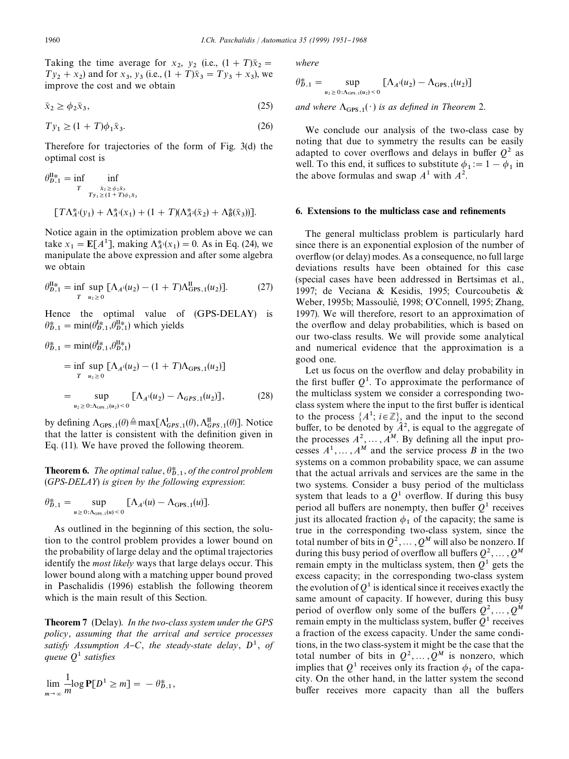Taking the time average for $x_2$, $y_2$ (i.e., $(1+T)\bar{x}_2 = Ty_2 + x_2$) and for $x_3$, $y_3$ (i.e., $(1+T)\bar{x}_3 = Ty_3 + x_3$), we improve the cost and we obtain

$$\bar{x}_2 \geq \phi_2 \bar{x}_3, \tag{25}$$

$$Ty_1 \geq (1+T)\phi_1 \bar{x}_3. \tag{26}$$

Therefore for trajectories of the form of Fig. 3(d) the optimal cost is

$$\theta^{\mathrm{II}*}_{D,1} = \inf_{T} \inf_{\substack{\bar{x}_2 \geq \phi_2 \bar{x}_3 \\ Ty_1 \geq (1+T)\phi_1 \bar{x}_3}} [T\Lambda^*_{A^1}(y_1) + \Lambda^*_{A^1}(x_1) + (1+T)(\Lambda^*_{A^2}(\bar{x}_2) + \Lambda^*_{B}(\bar{x}_3))].$$

Notice again in the optimization problem above we can take $x_1 = \mathbf{E}[A^1]$, making $\Lambda^*_{A^1}(x_1) = 0$. As in Eq. (24), we manipulate the above expression and after some algebra we obtain

$$\theta^{\mathrm{II}*}_{D,1} = \inf_{T} \sup_{u_2 \geq 0} [\Lambda_{A^1}(u_2) - (1+T)\Lambda^{\mathrm{II}}_{\mathrm{GPS},1}(u_2)]. \tag{27}$$

Hence the optimal value of (GPS-DELAY) is $\theta^*_{D,1} = \min(\theta^{\mathrm{I}*}_{D,1}, \theta^{\mathrm{II}*}_{D,1})$ which yields

$$\begin{aligned}
\theta^*_{D,1} &= \min(\theta^{\mathrm{I}*}_{D,1}, \theta^{\mathrm{II}*}_{D,1}) \\
&= \inf_{T} \sup_{u_2 \geq 0} [\Lambda_{A^1}(u_2) - (1+T)\Lambda_{\mathrm{GPS},1}(u_2)] \\
&= \sup_{u_2 \geq 0 : \Lambda_{\mathrm{GPS},1}(u_2) < 0} [\Lambda_{A^1}(u_2) - \Lambda_{GPS,1}(u_2)],
\end{aligned} \tag{28}$$

by defining $\Lambda_{\mathrm{GPS},1}(\theta) \triangleq \max[\Lambda^{\mathrm{I}}_{GPS,1}(\theta), \Lambda^{\mathrm{II}}_{GPS,1}(\theta)]$. Notice that the latter is consistent with the definition given in Eq. (11). We have proved the following theorem.

**Theorem 6.** *The optimal value*, $\theta^*_{D,1}$, *of the control problem* (*GPS-DELAY*) *is given by the following expression*:

$$\theta^*_{D,1} = \sup_{u \geq 0 : \Lambda_{\mathrm{GPS},1}(u) < 0} [\Lambda_{A^1}(u) - \Lambda_{\mathrm{GPS},1}(u)].$$

As outlined in the beginning of this section, the solution to the control problem provides a lower bound on the probability of large delay and the optimal trajectories identify the *most likely* ways that large delays occur. This lower bound along with a matching upper bound proved in Paschalidis (1996) establish the following theorem which is the main result of this Section.

**Theorem 7** (Delay). *In the two-class system under the GPS policy*, *assuming that the arrival and service processes satisfy Assumption A–C*, *the steady-state delay*, $D^1$, *of queue* $Q^1$ *satisfies*

$$\lim_{m\to\infty} \frac{1}{m} \log \mathbf{P}[D^1 \geq m] = -\theta^*_{D,1},$$

*where*

$$\theta^*_{D,1} = \sup_{u_2 \geq 0 : \Lambda_{\mathrm{GPS},1}(u_2) < 0} [\Lambda_{A^1}(u_2) - \Lambda_{\mathrm{GPS},1}(u_2)]$$

*and where* $\Lambda_{\mathrm{GPS},1}(\cdot)$ *is as defined in Theorem* 2.

We conclude our analysis of the two-class case by noting that due to symmetry the results can be easily adapted to cover overflows and delays in buffer $Q^2$ as well. To this end, it suffices to substitute $\phi_1 := 1 - \phi_1$ in the above formulas and swap $A^1$ with $A^2$.

## 6. Extensions to the multiclass case and refinements

The general multiclass problem is particularly hard since there is an exponential explosion of the number of overflow (or delay) modes. As a consequence, no full large deviations results have been obtained for this case (special cases have been addressed in Bertsimas et al., 1997; de Veciana & Kesidis, 1995; Courcoubetis & Weber, 1995b; Massoulié, 1998; O'Connell, 1995; Zhang, 1997). We will therefore, resort to an approximation of the overflow and delay probabilities, which is based on our two-class results. We will provide some analytical and numerical evidence that the approximation is a good one.

Let us focus on the overflow and delay probability in the first buffer $Q^1$. To approximate the performance of the multiclass system we consider a corresponding two-class system where the input to the first buffer is identical to the process $\{A^1; i \in \mathbb{Z}\}$, and the input to the second buffer, to be denoted by $\hat{A}^2$, is equal to the aggregate of the processes $A^2, \ldots, A^M$. By defining all the input processes $A^1, \ldots, A^M$ and the service process $B$ in the two systems on a common probability space, we can assume that the actual arrivals and services are the same in the two systems. Consider a busy period of the multiclass system that leads to a $Q^1$ overflow. If during this busy period all buffers are nonempty, then buffer $Q^1$ receives just its allocated fraction $\phi_1$ of the capacity; the same is true in the corresponding two-class system, since the total number of bits in $Q^2, \ldots, Q^M$ will also be nonzero. If during this busy period of overflow all buffers $Q^2, \ldots, Q^M$ remain empty in the multiclass system, then $Q^1$ gets the excess capacity; in the corresponding two-class system the evolution of $Q^1$ is identical since it receives exactly the same amount of capacity. If however, during this busy period of overflow only some of the buffers $Q^2, \ldots, Q^M$ remain empty in the multiclass system, buffer $Q^1$ receives a fraction of the excess capacity. Under the same conditions, in the two class-system it might be the case that the total number of bits in $Q^2, \ldots, Q^M$ is nonzero, which implies that $Q^1$ receives only its fraction $\phi_1$ of the capacity. On the other hand, in the latter system the second buffer receives more capacity than all the buffers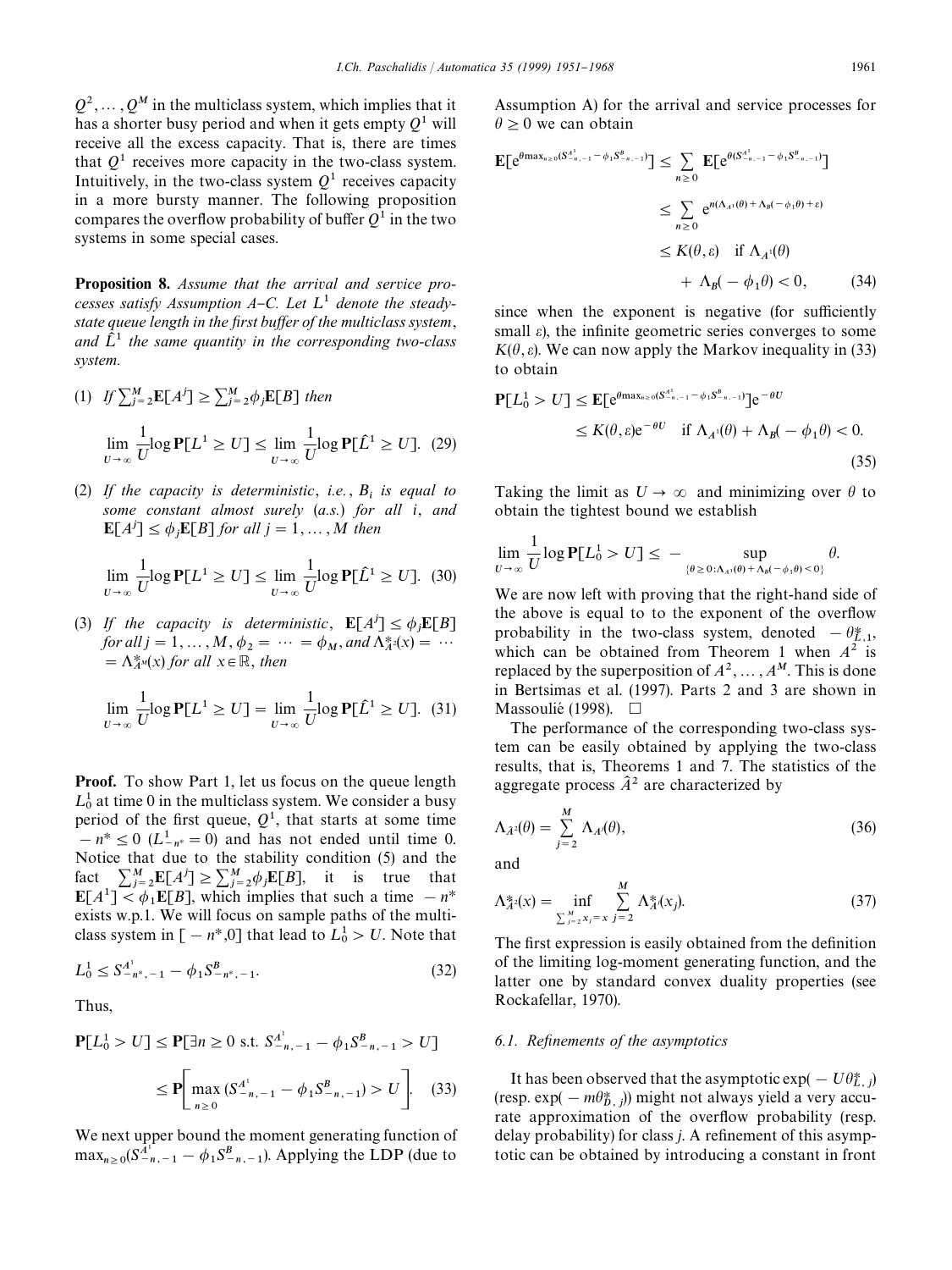$Q^2, \ldots, Q^M$ in the multiclass system, which implies that it has a shorter busy period and when it gets empty $Q^1$ will receive all the excess capacity. That is, there are times that $Q^1$ receives more capacity in the two-class system. Intuitively, in the two-class system $Q^1$ receives capacity in a more bursty manner. The following proposition compares the overflow probability of buffer $Q^1$ in the two systems in some special cases.

**Proposition 8.** *Assume that the arrival and service processes satisfy Assumption A–C. Let $L^1$ denote the steady-state queue length in the first buffer of the multiclass system, and $\hat{L}^1$ the same quantity in the corresponding two-class system.*

(1) *If $\sum_{j=2}^{M} \mathbf{E}[A^j] \geq \sum_{j=2}^{M} \phi_j \mathbf{E}[B]$ then*

$$\lim_{U \to \infty} \frac{1}{U} \log \mathbf{P}[L^1 \geq U] \leq \lim_{U \to \infty} \frac{1}{U} \log \mathbf{P}[\hat{L}^1 \geq U]. \quad (29)$$

(2) *If the capacity is deterministic, i.e., $B_i$ is equal to some constant almost surely (a.s.) for all $i$, and $\mathbf{E}[A^j] \leq \phi_j \mathbf{E}[B]$ for all $j = 1, \ldots, M$ then*

$$\lim_{U \to \infty} \frac{1}{U} \log \mathbf{P}[L^1 \geq U] \leq \lim_{U \to \infty} \frac{1}{U} \log \mathbf{P}[\hat{L}^1 \geq U]. \quad (30)$$

(3) *If the capacity is deterministic, $\mathbf{E}[A^j] \leq \phi_j \mathbf{E}[B]$ for all $j = 1, \ldots, M$, $\phi_2 = \cdots = \phi_M$, and $\Lambda^*_{A^2}(x) = \cdots = \Lambda^*_{A^M}(x)$ for all $x \in \mathbb{R}$, then*

$$\lim_{U \to \infty} \frac{1}{U} \log \mathbf{P}[L^1 \geq U] = \lim_{U \to \infty} \frac{1}{U} \log \mathbf{P}[\hat{L}^1 \geq U]. \quad (31)$$

**Proof.** To show Part 1, let us focus on the queue length $L_0^1$ at time 0 in the multiclass system. We consider a busy period of the first queue, $Q^1$, that starts at some time $-n^* \leq 0$ ($L^1_{-n^*} = 0$) and has not ended until time 0. Notice that due to the stability condition (5) and the fact $\sum_{j=2}^{M} \mathbf{E}[A^j] \geq \sum_{j=2}^{M} \phi_j \mathbf{E}[B]$, it is true that $\mathbf{E}[A^1] < \phi_1 \mathbf{E}[B]$, which implies that such a time $-n^*$ exists w.p.1. We will focus on sample paths of the multiclass system in $[-n^*, 0]$ that lead to $L_0^1 > U$. Note that

$$L_0^1 \leq S^{A^1}_{-n^*,-1} - \phi_1 S^B_{-n^*,-1}. \quad (32)$$

Thus,

$$\mathbf{P}[L_0^1 > U] \leq \mathbf{P}[\exists n \geq 0 \text{ s.t. } S^{A^1}_{-n,-1} - \phi_1 S^B_{-n,-1} > U]$$
$$\leq \mathbf{P}\left[\max_{n \geq 0} (S^{A^1}_{-n,-1} - \phi_1 S^B_{-n,-1}) > U\right]. \quad (33)$$

We next upper bound the moment generating function of $\max_{n \geq 0}(S^{A^1}_{-n,-1} - \phi_1 S^B_{-n,-1})$. Applying the LDP (due to Assumption A) for the arrival and service processes for $\theta \geq 0$ we can obtain

$$\mathbf{E}[e^{\theta \max_{n \geq 0}(S^{A^1}_{-n,-1} - \phi_1 S^B_{-n,-1})}] \leq \sum_{n \geq 0} \mathbf{E}[e^{\theta(S^{A^1}_{-n,-1} - \phi_1 S^B_{-n,-1})}]$$
$$\leq \sum_{n \geq 0} e^{n(\Lambda_{A^1}(\theta) + \Lambda_B(-\phi_1 \theta) + \varepsilon)}$$
$$\leq K(\theta, \varepsilon) \quad \text{if } \Lambda_{A^1}(\theta) + \Lambda_B(-\phi_1 \theta) < 0, \quad (34)$$

since when the exponent is negative (for sufficiently small $\varepsilon$), the infinite geometric series converges to some $K(\theta, \varepsilon)$. We can now apply the Markov inequality in (33) to obtain

$$\mathbf{P}[L_0^1 > U] \leq \mathbf{E}[e^{\theta \max_{n \geq 0}(S^{A^1}_{-n,-1} - \phi_1 S^B_{-n,-1})}] e^{-\theta U}$$
$$\leq K(\theta, \varepsilon) e^{-\theta U} \quad \text{if } \Lambda_{A^1}(\theta) + \Lambda_B(-\phi_1 \theta) < 0. \quad (35)$$

Taking the limit as $U \to \infty$ and minimizing over $\theta$ to obtain the tightest bound we establish

$$\lim_{U \to \infty} \frac{1}{U} \log \mathbf{P}[L_0^1 > U] \leq - \sup_{\{\theta \geq 0 : \Lambda_{A^1}(\theta) + \Lambda_B(-\phi_1 \theta) < 0\}} \theta.$$

We are now left with proving that the right-hand side of the above is equal to to the exponent of the overflow probability in the two-class system, denoted $-\theta^*_{\hat{L},1}$, which can be obtained from Theorem 1 when $A^2$ is replaced by the superposition of $A^2, \ldots, A^M$. This is done in Bertsimas et al. (1997). Parts 2 and 3 are shown in Massoulié (1998). $\square$

The performance of the corresponding two-class system can be easily obtained by applying the two-class results, that is, Theorems 1 and 7. The statistics of the aggregate process $\hat{A}^2$ are characterized by

$$\Lambda_{\hat{A}^2}(\theta) = \sum_{j=2}^{M} \Lambda_{A^j}(\theta), \quad (36)$$

and

$$\Lambda^*_{\hat{A}^2}(x) = \inf_{\sum_{j=2}^{M} x_j = x} \sum_{j=2}^{M} \Lambda^*_{A^j}(x_j). \quad (37)$$

The first expression is easily obtained from the definition of the limiting log-moment generating function, and the latter one by standard convex duality properties (see Rockafellar, 1970).

### 6.1. Refinements of the asymptotics

It has been observed that the asymptotic $\exp(-U\theta^*_{L,j})$ (resp. $\exp(-m\theta^*_{D,j})$) might not always yield a very accurate approximation of the overflow probability (resp. delay probability) for class $j$. A refinement of this asymptotic can be obtained by introducing a constant in front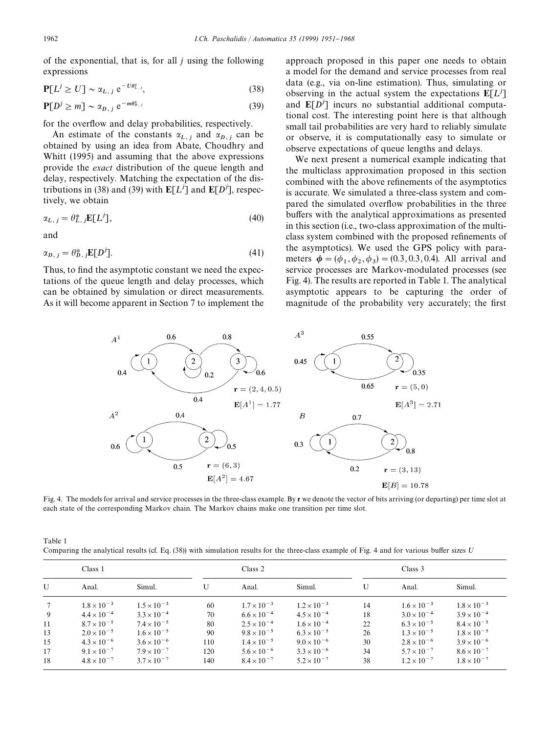of the exponential, that is, for all $j$ using the following expressions

$$\mathbf{P}[L^j \geq U] \sim \alpha_{L,j}\, \mathrm{e}^{-U\theta^*_{L,j}}, \tag{38}$$

$$\mathbf{P}[D^j \geq m] \sim \alpha_{D,j}\, \mathrm{e}^{-m\theta^*_{D,j}} \tag{39}$$

for the overflow and delay probabilities, respectively.

An estimate of the constants $\alpha_{L,j}$ and $\alpha_{D,j}$ can be obtained by using an idea from Abate, Choudhry and Whitt (1995) and assuming that the above expressions provide the *exact* distribution of the queue length and delay, respectively. Matching the expectation of the distributions in (38) and (39) with $\mathbf{E}[L^j]$ and $\mathbf{E}[D^j]$, respectively, we obtain

$$\alpha_{L,j} = \theta^*_{L,j}\mathbf{E}[L^j], \tag{40}$$

and

$$\alpha_{D,j} = \theta^*_{D,j}\mathbf{E}[D^j]. \tag{41}$$

Thus, to find the asymptotic constant we need the expectations of the queue length and delay processes, which can be obtained by simulation or direct measurements. As it will become apparent in Section 7 to implement the approach proposed in this paper one needs to obtain a model for the demand and service processes from real data (e.g., via on-line estimation). Thus, simulating or observing in the actual system the expectations $\mathbf{E}[L^j]$ and $\mathbf{E}[D^j]$ incurs no substantial additional computational cost. The interesting point here is that although small tail probabilities are very hard to reliably simulate or observe, it is computationally easy to simulate or observe expectations of queue lengths and delays.

We next present a numerical example indicating that the multiclass approximation proposed in this section combined with the above refinements of the asymptotics is accurate. We simulated a three-class system and compared the simulated overflow probabilities in the three buffers with the analytical approximations as presented in this section (i.e., two-class approximation of the multiclass system combined with the proposed refinements of the asymptotics). We used the GPS policy with parameters $\boldsymbol{\phi} = (\phi_1, \phi_2, \phi_3) = (0.3, 0.3, 0.4)$. All arrival and service processes are Markov-modulated processes (see Fig. 4). The results are reported in Table 1. The analytical asymptotic appears to be capturing the order of magnitude of the probability very accurately; the first

Fig. 4. The models for arrival and service processes in the three-class example. By $\mathbf{r}$ we denote the vector of bits arriving (or departing) per time slot at each state of the corresponding Markov chain. The Markov chains make one transition per time slot.

Table 1
Comparing the analytical results (cf. Eq. (38)) with simulation results for the three-class example of Fig. 4 and for various buffer sizes $U$

| Class 1 | | | Class 2 | | | Class 3 | | |
|---|---|---|---|---|---|---|---|---|
| U | Anal. | Simul. | U | Anal. | Simul. | U | Anal. | Simul. |
| 7 | $1.8\times10^{-3}$ | $1.5\times10^{-3}$ | 60 | $1.7\times10^{-3}$ | $1.2\times10^{-3}$ | 14 | $1.6\times10^{-3}$ | $1.8\times10^{-3}$ |
| 9 | $4.4\times10^{-4}$ | $3.3\times10^{-4}$ | 70 | $6.6\times10^{-4}$ | $4.5\times10^{-4}$ | 18 | $3.0\times10^{-4}$ | $3.9\times10^{-4}$ |
| 11 | $8.7\times10^{-5}$ | $7.4\times10^{-5}$ | 80 | $2.5\times10^{-4}$ | $1.6\times10^{-4}$ | 22 | $6.3\times10^{-5}$ | $8.4\times10^{-5}$ |
| 13 | $2.0\times10^{-5}$ | $1.6\times10^{-5}$ | 90 | $9.8\times10^{-5}$ | $6.3\times10^{-5}$ | 26 | $1.3\times10^{-5}$ | $1.8\times10^{-5}$ |
| 15 | $4.3\times10^{-6}$ | $3.6\times10^{-6}$ | 110 | $1.4\times10^{-5}$ | $9.0\times10^{-6}$ | 30 | $2.8\times10^{-6}$ | $3.9\times10^{-6}$ |
| 17 | $9.1\times10^{-7}$ | $7.9\times10^{-7}$ | 120 | $5.6\times10^{-6}$ | $3.3\times10^{-6}$ | 34 | $5.7\times10^{-7}$ | $8.6\times10^{-7}$ |
| 18 | $4.8\times10^{-7}$ | $3.7\times10^{-7}$ | 140 | $8.4\times10^{-7}$ | $5.2\times10^{-7}$ | 38 | $1.2\times10^{-7}$ | $1.8\times10^{-7}$ |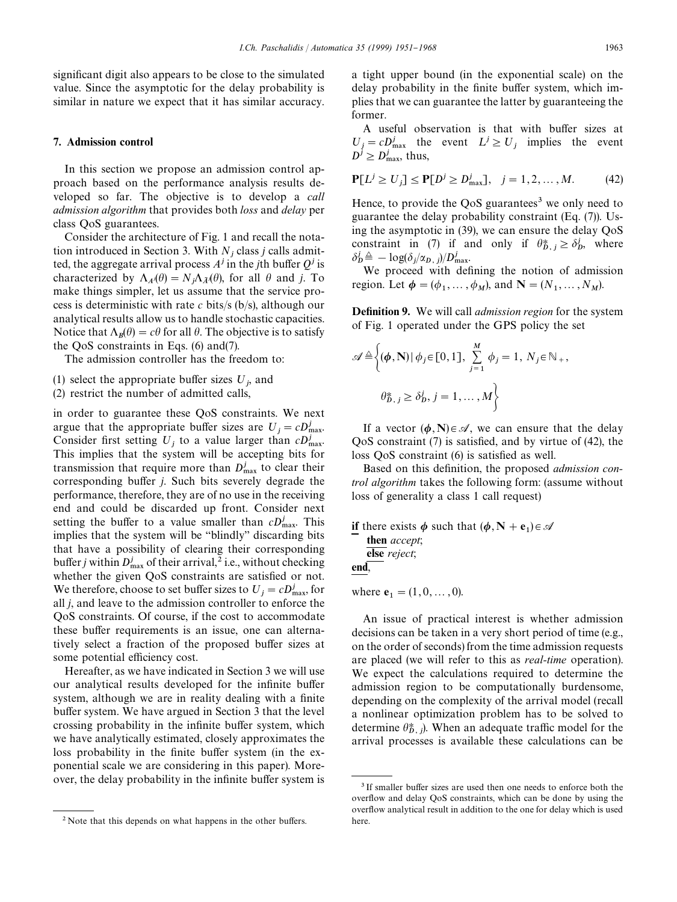significant digit also appears to be close to the simulated value. Since the asymptotic for the delay probability is similar in nature we expect that it has similar accuracy.

## 7. Admission control

In this section we propose an admission control approach based on the performance analysis results developed so far. The objective is to develop a *call admission algorithm* that provides both *loss* and *delay* per class QoS guarantees.

Consider the architecture of Fig. 1 and recall the notation introduced in Section 3. With $N_j$ class $j$ calls admitted, the aggregate arrival process $A^j$ in the $j$th buffer $Q^j$ is characterized by $\Lambda_{A^j}(\theta) = N_j \Lambda_{\bar{A}^j}(\theta)$, for all $\theta$ and $j$. To make things simpler, let us assume that the service process is deterministic with rate $c$ bits/s (b/s), although our analytical results allow us to handle stochastic capacities. Notice that $\Lambda_B(\theta) = c\theta$ for all $\theta$. The objective is to satisfy the QoS constraints in Eqs. (6) and(7).

The admission controller has the freedom to:

(1) select the appropriate buffer sizes $U_j$, and
(2) restrict the number of admitted calls,

in order to guarantee these QoS constraints. We next argue that the appropriate buffer sizes are $U_j = cD^j_{\max}$. Consider first setting $U_j$ to a value larger than $cD^j_{\max}$. This implies that the system will be accepting bits for transmission that require more than $D^j_{\max}$ to clear their corresponding buffer $j$. Such bits severely degrade the performance, therefore, they are of no use in the receiving end and could be discarded up front. Consider next setting the buffer to a value smaller than $cD^j_{\max}$. This implies that the system will be "blindly" discarding bits that have a possibility of clearing their corresponding buffer $j$ within $D^j_{\max}$ of their arrival,[2] i.e., without checking whether the given QoS constraints are satisfied or not. We therefore, choose to set buffer sizes to $U_j = cD^j_{\max}$, for all $j$, and leave to the admission controller to enforce the QoS constraints. Of course, if the cost to accommodate these buffer requirements is an issue, one can alternatively select a fraction of the proposed buffer sizes at some potential efficiency cost.

Hereafter, as we have indicated in Section 3 we will use our analytical results developed for the infinite buffer system, although we are in reality dealing with a finite buffer system. We have argued in Section 3 that the level crossing probability in the infinite buffer system, which we have analytically estimated, closely approximates the loss probability in the finite buffer system (in the exponential scale we are considering in this paper). Moreover, the delay probability in the infinite buffer system is a tight upper bound (in the exponential scale) on the delay probability in the finite buffer system, which implies that we can guarantee the latter by guaranteeing the former.

A useful observation is that with buffer sizes at $U_j = cD^j_{\max}$ the event $L^j \geq U_j$ implies the event $D^j \geq D^j_{\max}$, thus,

$$\mathbf{P}[L^j \geq U_j] \leq \mathbf{P}[D^j \geq D^j_{\max}], \quad j = 1, 2, \ldots, M. \tag{42}$$

Hence, to provide the QoS guarantees[3] we only need to guarantee the delay probability constraint (Eq. (7)). Using the asymptotic in (39), we can ensure the delay QoS constraint in (7) if and only if $\theta^*_{D,j} \geq \delta^j_D$, where $\delta^j_D \triangleq -\log(\delta_j/\alpha_{D,j})/D^j_{\max}$.

We proceed with defining the notion of admission region. Let $\boldsymbol{\phi} = (\phi_1, \ldots, \phi_M)$, and $\mathbf{N} = (N_1, \ldots, N_M)$.

**Definition 9.** We will call *admission region* for the system of Fig. 1 operated under the GPS policy the set

$$\mathscr{A} \triangleq \left\{ (\boldsymbol{\phi}, \mathbf{N}) \mid \phi_j \in [0,1],\ \sum_{j=1}^{M} \phi_j = 1,\ N_j \in \mathbb{N}_+,\ \theta^*_{D,j} \geq \delta^j_D,\ j = 1, \ldots, M \right\}$$

If a vector $(\boldsymbol{\phi}, \mathbf{N}) \in \mathscr{A}$, we can ensure that the delay QoS constraint (7) is satisfied, and by virtue of (42), the loss QoS constraint (6) is satisfied as well.

Based on this definition, the proposed *admission control algorithm* takes the following form: (assume without loss of generality a class 1 call request)

**if** there exists $\boldsymbol{\phi}$ such that $(\boldsymbol{\phi}, \mathbf{N} + \mathbf{e}_1) \in \mathscr{A}$
  **then** *accept*;
  **else** *reject*;
**end**,

where $\mathbf{e}_1 = (1, 0, \ldots, 0)$.

An issue of practical interest is whether admission decisions can be taken in a very short period of time (e.g., on the order of seconds) from the time admission requests are placed (we will refer to this as *real-time* operation). We expect the calculations required to determine the admission region to be computationally burdensome, depending on the complexity of the arrival model (recall a nonlinear optimization problem has to be solved to determine $\theta^*_{D,j}$). When an adequate traffic model for the arrival processes is available these calculations can be

[2] Note that this depends on what happens in the other buffers.

[3] If smaller buffer sizes are used then one needs to enforce both the overflow and delay QoS constraints, which can be done by using the overflow analytical result in addition to the one for delay which is used here.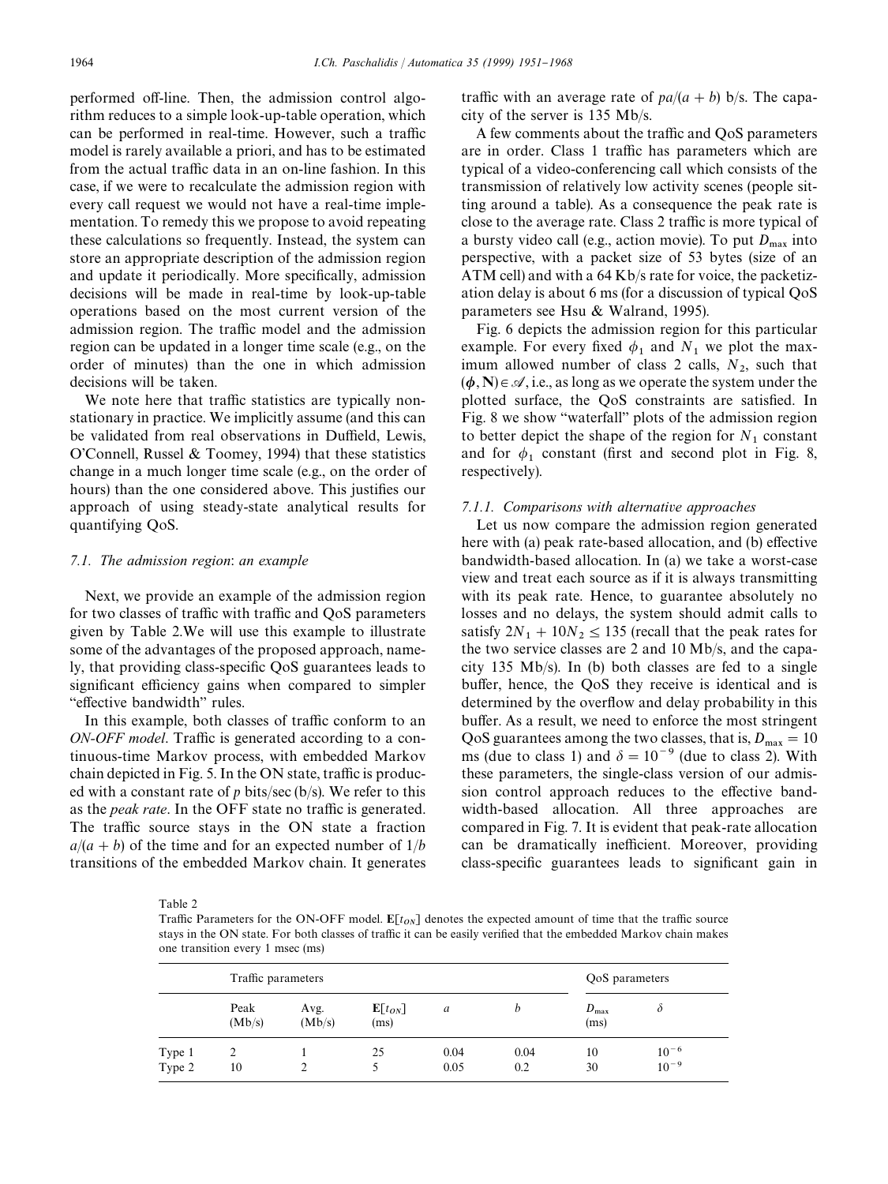performed off-line. Then, the admission control algorithm reduces to a simple look-up-table operation, which can be performed in real-time. However, such a traffic model is rarely available a priori, and has to be estimated from the actual traffic data in an on-line fashion. In this case, if we were to recalculate the admission region with every call request we would not have a real-time implementation. To remedy this we propose to avoid repeating these calculations so frequently. Instead, the system can store an appropriate description of the admission region and update it periodically. More specifically, admission decisions will be made in real-time by look-up-table operations based on the most current version of the admission region. The traffic model and the admission region can be updated in a longer time scale (e.g., on the order of minutes) than the one in which admission decisions will be taken.

We note here that traffic statistics are typically nonstationary in practice. We implicitly assume (and this can be validated from real observations in Duffield, Lewis, O'Connell, Russel & Toomey, 1994) that these statistics change in a much longer time scale (e.g., on the order of hours) than the one considered above. This justifies our approach of using steady-state analytical results for quantifying QoS.

### 7.1. The admission region: an example

Next, we provide an example of the admission region for two classes of traffic with traffic and QoS parameters given by Table 2.We will use this example to illustrate some of the advantages of the proposed approach, namely, that providing class-specific QoS guarantees leads to significant efficiency gains when compared to simpler "effective bandwidth" rules.

In this example, both classes of traffic conform to an *ON-OFF model*. Traffic is generated according to a continuous-time Markov process, with embedded Markov chain depicted in Fig. 5. In the ON state, traffic is produced with a constant rate of $p$ bits/sec (b/s). We refer to this as the *peak rate*. In the OFF state no traffic is generated. The traffic source stays in the ON state a fraction $a/(a+b)$ of the time and for an expected number of $1/b$ transitions of the embedded Markov chain. It generates traffic with an average rate of $pa/(a+b)$ b/s. The capacity of the server is 135 Mb/s.

A few comments about the traffic and QoS parameters are in order. Class 1 traffic has parameters which are typical of a video-conferencing call which consists of the transmission of relatively low activity scenes (people sitting around a table). As a consequence the peak rate is close to the average rate. Class 2 traffic is more typical of a bursty video call (e.g., action movie). To put $D_{\max}$ into perspective, with a packet size of 53 bytes (size of an ATM cell) and with a 64 Kb/s rate for voice, the packetization delay is about 6 ms (for a discussion of typical QoS parameters see Hsu & Walrand, 1995).

Fig. 6 depicts the admission region for this particular example. For every fixed $\phi_1$ and $N_1$ we plot the maximum allowed number of class 2 calls, $N_2$, such that $(\boldsymbol{\phi}, \mathbf{N}) \in \mathscr{A}$, i.e., as long as we operate the system under the plotted surface, the QoS constraints are satisfied. In Fig. 8 we show "waterfall" plots of the admission region to better depict the shape of the region for $N_1$ constant and for $\phi_1$ constant (first and second plot in Fig. 8, respectively).

#### 7.1.1. Comparisons with alternative approaches

Let us now compare the admission region generated here with (a) peak rate-based allocation, and (b) effective bandwidth-based allocation. In (a) we take a worst-case view and treat each source as if it is always transmitting with its peak rate. Hence, to guarantee absolutely no losses and no delays, the system should admit calls to satisfy $2N_1 + 10N_2 \leq 135$ (recall that the peak rates for the two service classes are 2 and 10 Mb/s, and the capacity 135 Mb/s). In (b) both classes are fed to a single buffer, hence, the QoS they receive is identical and is determined by the overflow and delay probability in this buffer. As a result, we need to enforce the most stringent QoS guarantees among the two classes, that is, $D_{\max} = 10$ ms (due to class 1) and $\delta = 10^{-9}$ (due to class 2). With these parameters, the single-class version of our admission control approach reduces to the effective bandwidth-based allocation. All three approaches are compared in Fig. 7. It is evident that peak-rate allocation can be dramatically inefficient. Moreover, providing class-specific guarantees leads to significant gain in

Table 2
Traffic Parameters for the ON-OFF model. $\mathbf{E}[t_{ON}]$ denotes the expected amount of time that the traffic source stays in the ON state. For both classes of traffic it can be easily verified that the embedded Markov chain makes one transition every 1 msec (ms)

| | Traffic parameters | | | | | QoS parameters | |
|---|---|---|---|---|---|---|---|
| | Peak (Mb/s) | Avg. (Mb/s) | $\mathbf{E}[t_{ON}]$ (ms) | $a$ | $b$ | $D_{\max}$ (ms) | $\delta$ |
| Type 1 | 2 | 1 | 25 | 0.04 | 0.04 | 10 | $10^{-6}$ |
| Type 2 | 10 | 2 | 5 | 0.05 | 0.2 | 30 | $10^{-9}$ |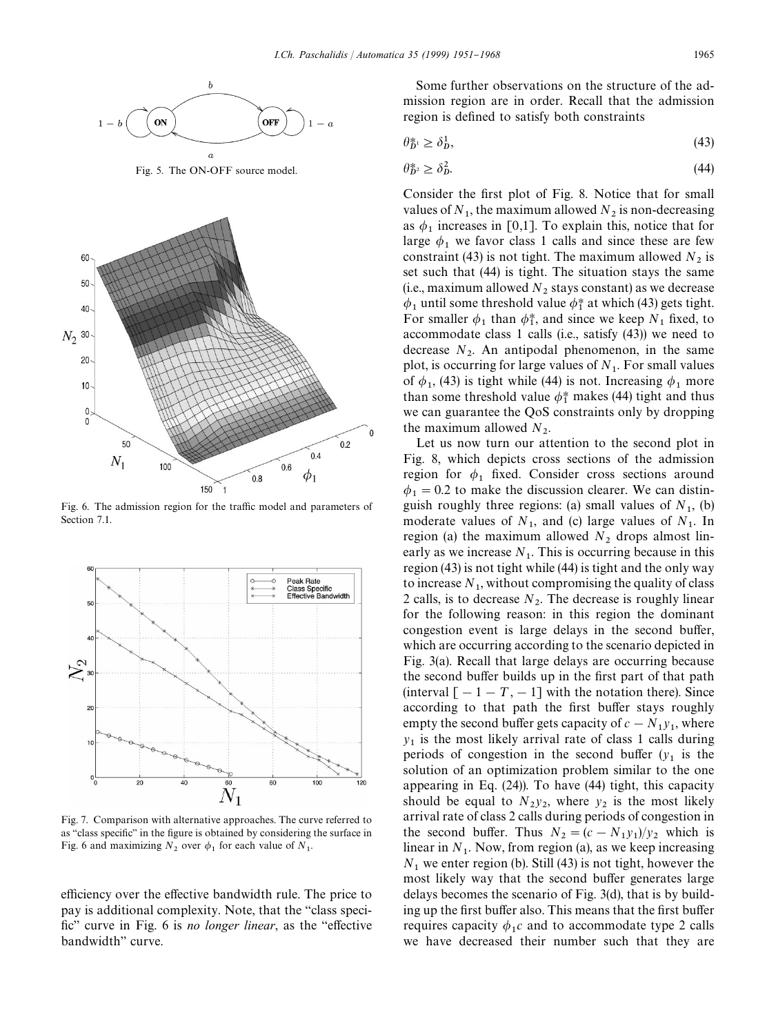Fig. 5. The ON-OFF source model.

Fig. 6. The admission region for the traffic model and parameters of Section 7.1.

Fig. 7. Comparison with alternative approaches. The curve referred to as "class specific" in the figure is obtained by considering the surface in Fig. 6 and maximizing $N_2$ over $\phi_1$ for each value of $N_1$.

efficiency over the effective bandwidth rule. The price to pay is additional complexity. Note, that the "class specific" curve in Fig. 6 is *no longer linear*, as the "effective bandwidth" curve.

Some further observations on the structure of the admission region are in order. Recall that the admission region is defined to satisfy both constraints

$$\theta^*_{D^1} \geq \delta^1_D, \tag{43}$$

$$\theta^*_{D^2} \geq \delta^2_D. \tag{44}$$

Consider the first plot of Fig. 8. Notice that for small values of $N_1$, the maximum allowed $N_2$ is non-decreasing as $\phi_1$ increases in [0,1]. To explain this, notice that for large $\phi_1$ we favor class 1 calls and since these are few constraint (43) is not tight. The maximum allowed $N_2$ is set such that (44) is tight. The situation stays the same (i.e., maximum allowed $N_2$ stays constant) as we decrease $\phi_1$ until some threshold value $\phi_1^*$ at which (43) gets tight. For smaller $\phi_1$ than $\phi_1^*$, and since we keep $N_1$ fixed, to accommodate class 1 calls (i.e., satisfy (43)) we need to decrease $N_2$. An antipodal phenomenon, in the same plot, is occurring for large values of $N_1$. For small values of $\phi_1$, (43) is tight while (44) is not. Increasing $\phi_1$ more than some threshold value $\phi_1^*$ makes (44) tight and thus we can guarantee the QoS constraints only by dropping the maximum allowed $N_2$.

Let us now turn our attention to the second plot in Fig. 8, which depicts cross sections of the admission region for $\phi_1$ fixed. Consider cross sections around $\phi_1 = 0.2$ to make the discussion clearer. We can distinguish roughly three regions: (a) small values of $N_1$, (b) moderate values of $N_1$, and (c) large values of $N_1$. In region (a) the maximum allowed $N_2$ drops almost linearly as we increase $N_1$. This is occurring because in this region (43) is not tight while (44) is tight and the only way to increase $N_1$, without compromising the quality of class 2 calls, is to decrease $N_2$. The decrease is roughly linear for the following reason: in this region the dominant congestion event is large delays in the second buffer, which are occurring according to the scenario depicted in Fig. 3(a). Recall that large delays are occurring because the second buffer builds up in the first part of that path (interval $[-1-T, -1]$ with the notation there). Since according to that path the first buffer stays roughly empty the second buffer gets capacity of $c - N_1 y_1$, where $y_1$ is the most likely arrival rate of class 1 calls during periods of congestion in the second buffer ($y_1$ is the solution of an optimization problem similar to the one appearing in Eq. (24)). To have (44) tight, this capacity should be equal to $N_2 y_2$, where $y_2$ is the most likely arrival rate of class 2 calls during periods of congestion in the second buffer. Thus $N_2 = (c - N_1 y_1)/y_2$ which is linear in $N_1$. Now, from region (a), as we keep increasing $N_1$ we enter region (b). Still (43) is not tight, however the most likely way that the second buffer generates large delays becomes the scenario of Fig. 3(d), that is by building up the first buffer also. This means that the first buffer requires capacity $\phi_1 c$ and to accommodate type 2 calls we have decreased their number such that they are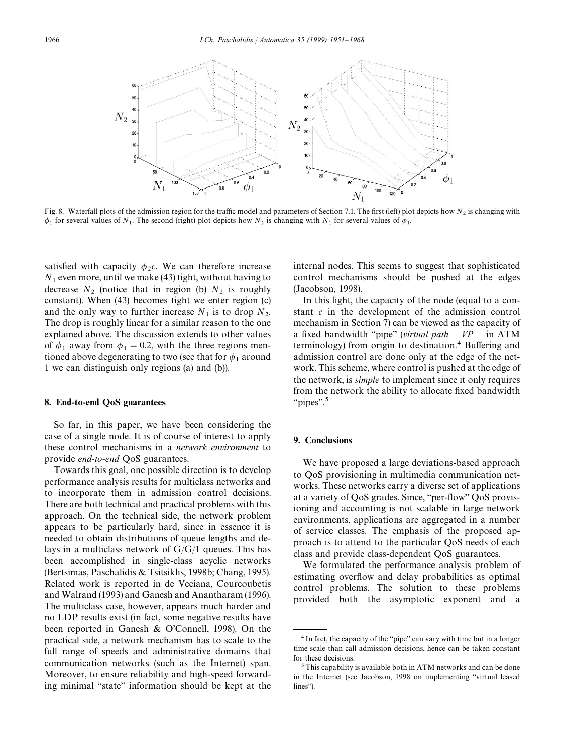Fig. 8. Waterfall plots of the admission region for the traffic model and parameters of Section 7.1. The first (left) plot depicts how $N_2$ is changing with $\phi_1$ for several values of $N_1$. The second (right) plot depicts how $N_2$ is changing with $N_1$ for several values of $\phi_1$.

satisfied with capacity $\phi_2 c$. We can therefore increase $N_1$ even more, until we make (43) tight, without having to decrease $N_2$ (notice that in region (b) $N_2$ is roughly constant). When (43) becomes tight we enter region (c) and the only way to further increase $N_1$ is to drop $N_2$. The drop is roughly linear for a similar reason to the one explained above. The discussion extends to other values of $\phi_1$ away from $\phi_1 = 0.2$, with the three regions mentioned above degenerating to two (see that for $\phi_1$ around 1 we can distinguish only regions (a) and (b)).

## 8. End-to-end QoS guarantees

So far, in this paper, we have been considering the case of a single node. It is of course of interest to apply these control mechanisms in a *network environment* to provide *end-to-end* QoS guarantees.

Towards this goal, one possible direction is to develop performance analysis results for multiclass networks and to incorporate them in admission control decisions. There are both technical and practical problems with this approach. On the technical side, the network problem appears to be particularly hard, since in essence it is needed to obtain distributions of queue lengths and delays in a multiclass network of G/G/1 queues. This has been accomplished in single-class acyclic networks (Bertsimas, Paschalidis & Tsitsiklis, 1998b; Chang, 1995). Related work is reported in de Veciana, Courcoubetis and Walrand (1993) and Ganesh and Anantharam (1996). The multiclass case, however, appears much harder and no LDP results exist (in fact, some negative results have been reported in Ganesh & O'Connell, 1998). On the practical side, a network mechanism has to scale to the full range of speeds and administrative domains that communication networks (such as the Internet) span. Moreover, to ensure reliability and high-speed forwarding minimal "state" information should be kept at the internal nodes. This seems to suggest that sophisticated control mechanisms should be pushed at the edges (Jacobson, 1998).

In this light, the capacity of the node (equal to a constant $c$ in the development of the admission control mechanism in Section 7) can be viewed as the capacity of a fixed bandwidth "pipe" (*virtual path —VP—* in ATM terminology) from origin to destination.[4] Buffering and admission control are done only at the edge of the network. This scheme, where control is pushed at the edge of the network, is *simple* to implement since it only requires from the network the ability to allocate fixed bandwidth "pipes".[5]

## 9. Conclusions

We have proposed a large deviations-based approach to QoS provisioning in multimedia communication networks. These networks carry a diverse set of applications at a variety of QoS grades. Since, "per-flow" QoS provisioning and accounting is not scalable in large network environments, applications are aggregated in a number of service classes. The emphasis of the proposed approach is to attend to the particular QoS needs of each class and provide class-dependent QoS guarantees.

We formulated the performance analysis problem of estimating overflow and delay probabilities as optimal control problems. The solution to these problems provided both the asymptotic exponent and a

[4] In fact, the capacity of the "pipe" can vary with time but in a longer time scale than call admission decisions, hence can be taken constant for these decisions.

[5] This capability is available both in ATM networks and can be done in the Internet (see Jacobson, 1998 on implementing "virtual leased lines").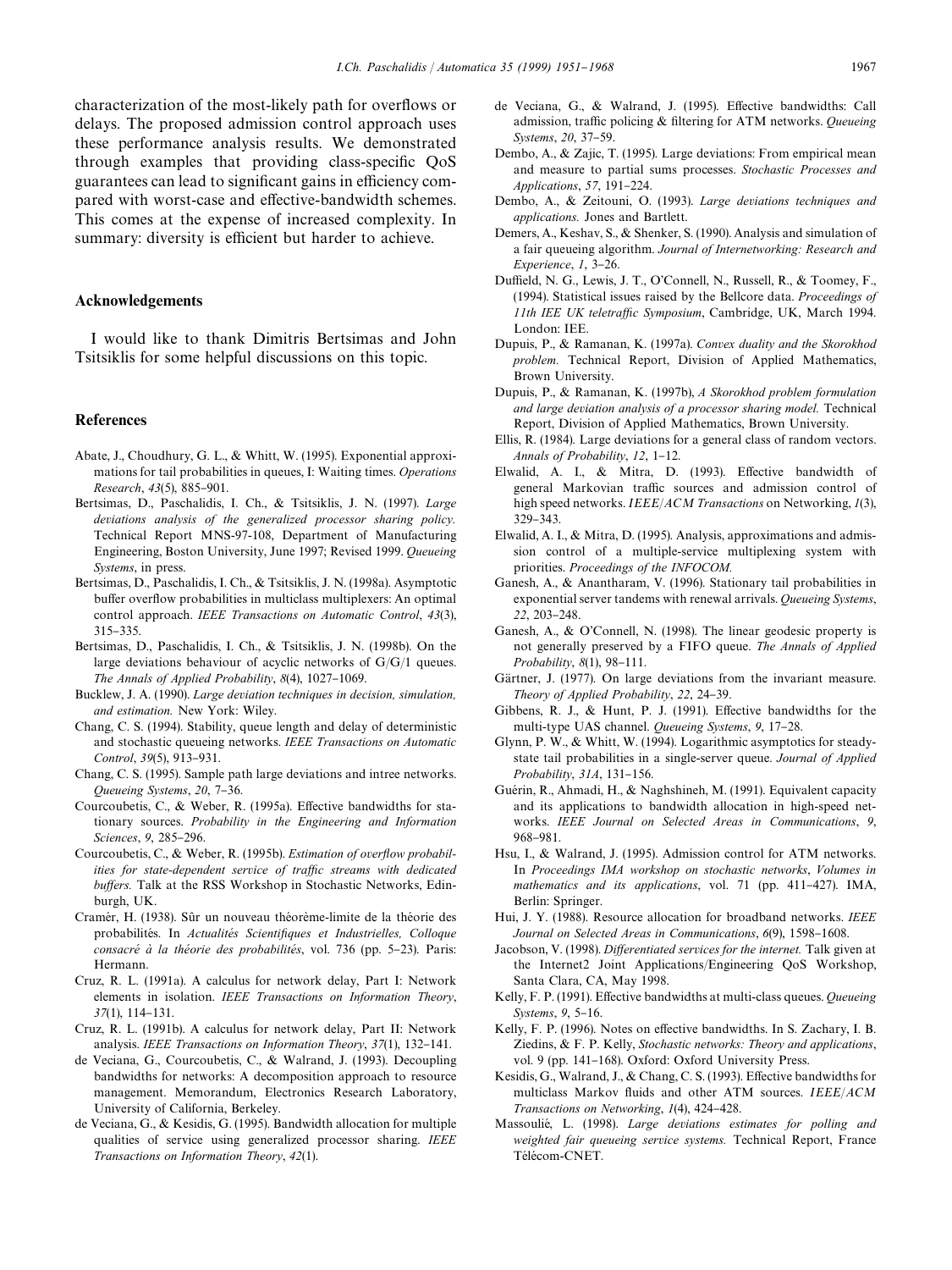characterization of the most-likely path for overflows or delays. The proposed admission control approach uses these performance analysis results. We demonstrated through examples that providing class-specific QoS guarantees can lead to significant gains in efficiency compared with worst-case and effective-bandwidth schemes. This comes at the expense of increased complexity. In summary: diversity is efficient but harder to achieve.

## Acknowledgements

I would like to thank Dimitris Bertsimas and John Tsitsiklis for some helpful discussions on this topic.

## References

Abate, J., Choudhury, G. L., & Whitt, W. (1995). Exponential approximations for tail probabilities in queues, I: Waiting times. *Operations Research*, *43*(5), 885–901.

Bertsimas, D., Paschalidis, I. Ch., & Tsitsiklis, J. N. (1997). *Large deviations analysis of the generalized processor sharing policy.* Technical Report MNS-97-108, Department of Manufacturing Engineering, Boston University, June 1997; Revised 1999. *Queueing Systems*, in press.

Bertsimas, D., Paschalidis, I. Ch., & Tsitsiklis, J. N. (1998a). Asymptotic buffer overflow probabilities in multiclass multiplexers: An optimal control approach. *IEEE Transactions on Automatic Control*, *43*(3), 315–335.

Bertsimas, D., Paschalidis, I. Ch., & Tsitsiklis, J. N. (1998b). On the large deviations behaviour of acyclic networks of G/G/1 queues. *The Annals of Applied Probability*, *8*(4), 1027–1069.

Bucklew, J. A. (1990). *Large deviation techniques in decision, simulation, and estimation.* New York: Wiley.

Chang, C. S. (1994). Stability, queue length and delay of deterministic and stochastic queueing networks. *IEEE Transactions on Automatic Control*, *39*(5), 913–931.

Chang, C. S. (1995). Sample path large deviations and intree networks. *Queueing Systems*, *20*, 7–36.

Courcoubetis, C., & Weber, R. (1995a). Effective bandwidths for stationary sources. *Probability in the Engineering and Information Sciences*, *9*, 285–296.

Courcoubetis, C., & Weber, R. (1995b). *Estimation of overflow probabilities for state-dependent service of traffic streams with dedicated buffers.* Talk at the RSS Workshop in Stochastic Networks, Edinburgh, UK.

Cramér, H. (1938). Sûr un nouveau théorème-limite de la théorie des probabilités. In *Actualités Scientifiques et Industrielles, Colloque consacré à la théorie des probabilités*, vol. 736 (pp. 5–23). Paris: Hermann.

Cruz, R. L. (1991a). A calculus for network delay, Part I: Network elements in isolation. *IEEE Transactions on Information Theory*, *37*(1), 114–131.

Cruz, R. L. (1991b). A calculus for network delay, Part II: Network analysis. *IEEE Transactions on Information Theory*, *37*(1), 132–141.

de Veciana, G., Courcoubetis, C., & Walrand, J. (1993). Decoupling bandwidths for networks: A decomposition approach to resource management. Memorandum, Electronics Research Laboratory, University of California, Berkeley.

de Veciana, G., & Kesidis, G. (1995). Bandwidth allocation for multiple qualities of service using generalized processor sharing. *IEEE Transactions on Information Theory*, *42*(1).

de Veciana, G., & Walrand, J. (1995). Effective bandwidths: Call admission, traffic policing & filtering for ATM networks. *Queueing Systems*, *20*, 37–59.

Dembo, A., & Zajic, T. (1995). Large deviations: From empirical mean and measure to partial sums processes. *Stochastic Processes and Applications*, *57*, 191–224.

Dembo, A., & Zeitouni, O. (1993). *Large deviations techniques and applications.* Jones and Bartlett.

Demers, A., Keshav, S., & Shenker, S. (1990). Analysis and simulation of a fair queueing algorithm. *Journal of Internetworking: Research and Experience*, *1*, 3–26.

Duffield, N. G., Lewis, J. T., O'Connell, N., Russell, R., & Toomey, F., (1994). Statistical issues raised by the Bellcore data. *Proceedings of 11th IEE UK teletraffic Symposium*, Cambridge, UK, March 1994. London: IEE.

Dupuis, P., & Ramanan, K. (1997a). *Convex duality and the Skorokhod problem.* Technical Report, Division of Applied Mathematics, Brown University.

Dupuis, P., & Ramanan, K. (1997b), *A Skorokhod problem formulation and large deviation analysis of a processor sharing model.* Technical Report, Division of Applied Mathematics, Brown University.

Ellis, R. (1984). Large deviations for a general class of random vectors. *Annals of Probability*, *12*, 1–12.

Elwalid, A. I., & Mitra, D. (1993). Effective bandwidth of general Markovian traffic sources and admission control of high speed networks. *IEEE/ACM Transactions* on Networking, *1*(3), 329–343.

Elwalid, A. I., & Mitra, D. (1995). Analysis, approximations and admission control of a multiple-service multiplexing system with priorities. *Proceedings of the INFOCOM.*

Ganesh, A., & Anantharam, V. (1996). Stationary tail probabilities in exponential server tandems with renewal arrivals. *Queueing Systems*, *22*, 203–248.

Ganesh, A., & O'Connell, N. (1998). The linear geodesic property is not generally preserved by a FIFO queue. *The Annals of Applied Probability*, *8*(1), 98–111.

Gärtner, J. (1977). On large deviations from the invariant measure. *Theory of Applied Probability*, *22*, 24–39.

Gibbens, R. J., & Hunt, P. J. (1991). Effective bandwidths for the multi-type UAS channel. *Queueing Systems*, *9*, 17–28.

Glynn, P. W., & Whitt, W. (1994). Logarithmic asymptotics for steady-state tail probabilities in a single-server queue. *Journal of Applied Probability*, *31A*, 131–156.

Guérin, R., Ahmadi, H., & Naghshineh, M. (1991). Equivalent capacity and its applications to bandwidth allocation in high-speed networks. *IEEE Journal on Selected Areas in Communications*, *9*, 968–981.

Hsu, I., & Walrand, J. (1995). Admission control for ATM networks. In *Proceedings IMA workshop on stochastic networks*, *Volumes in mathematics and its applications*, vol. 71 (pp. 411–427). IMA, Berlin: Springer.

Hui, J. Y. (1988). Resource allocation for broadband networks. *IEEE Journal on Selected Areas in Communications*, *6*(9), 1598–1608.

Jacobson, V. (1998). *Differentiated services for the internet.* Talk given at the Internet2 Joint Applications/Engineering QoS Workshop, Santa Clara, CA, May 1998.

Kelly, F. P. (1991). Effective bandwidths at multi-class queues. *Queueing Systems*, *9*, 5–16.

Kelly, F. P. (1996). Notes on effective bandwidths. In S. Zachary, I. B. Ziedins, & F. P. Kelly, *Stochastic networks: Theory and applications*, vol. 9 (pp. 141–168). Oxford: Oxford University Press.

Kesidis, G., Walrand, J., & Chang, C. S. (1993). Effective bandwidths for multiclass Markov fluids and other ATM sources. *IEEE/ACM Transactions on Networking*, *1*(4), 424–428.

Massoulié, L. (1998). *Large deviations estimates for polling and weighted fair queueing service systems.* Technical Report, France Télécom-CNET.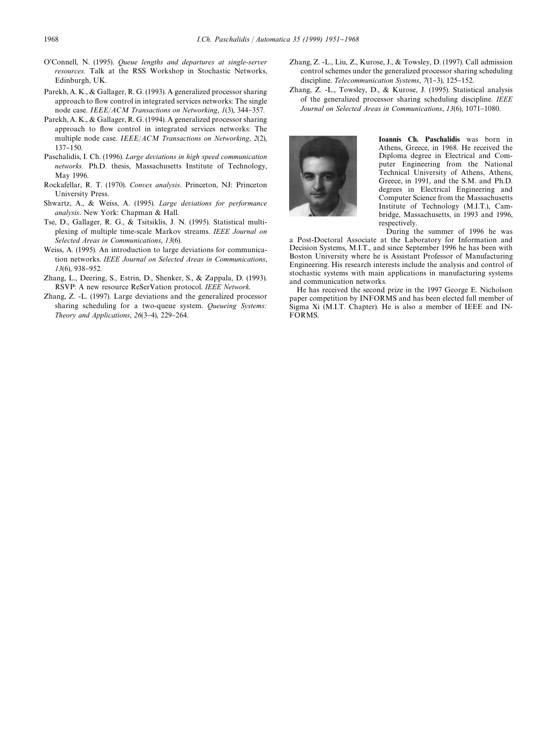O'Connell, N. (1995). *Queue lengths and departures at single-server resources.* Talk at the RSS Workshop in Stochastic Networks, Edinburgh, UK.

Parekh, A. K., & Gallager, R. G. (1993). A generalized processor sharing approach to flow control in integrated services networks: The single node case. *IEEE/ACM Transactions on Networking*, *1*(3), 344–357.

Parekh, A. K., & Gallager, R. G. (1994). A generalized processor sharing approach to flow control in integrated services networks: The multiple node case. *IEEE/ACM Transactions on Networking*, *2*(2), 137–150.

Paschalidis, I. Ch. (1996). *Large deviations in high speed communication networks.* Ph.D. thesis, Massachusetts Institute of Technology, May 1996.

Rockafellar, R. T. (1970). *Convex analysis*. Princeton, NJ: Princeton University Press.

Shwartz, A., & Weiss, A. (1995). *Large deviations for performance analysis*. New York: Chapman & Hall.

Tse, D., Gallager, R. G., & Tsitsiklis, J. N. (1995). Statistical multiplexing of multiple time-scale Markov streams. *IEEE Journal on Selected Areas in Communications*, *13*(6).

Weiss, A. (1995). An introduction to large deviations for communication networks. *IEEE Journal on Selected Areas in Communications*, *13*(6), 938–952.

Zhang, L., Deering, S., Estrin, D., Shenker, S., & Zappala, D. (1993). RSVP: A new resource ReSerVation protocol. *IEEE Network*.

Zhang, Z. -L. (1997). Large deviations and the generalized processor sharing scheduling for a two-queue system. *Queueing Systems: Theory and Applications*, *26*(3–4), 229–264.

Zhang, Z. -L., Liu, Z., Kurose, J., & Towsley, D. (1997). Call admission control schemes under the generalized processor sharing scheduling discipline. *Telecommunication Systems*, *7*(1–3), 125–152.

Zhang, Z. -L., Towsley, D., & Kurose, J. (1995). Statistical analysis of the generalized processor sharing scheduling discipline. *IEEE Journal on Selected Areas in Communications*, *13*(6), 1071–1080.

**Ioannis Ch. Paschalidis** was born in Athens, Greece, in 1968. He received the Diploma degree in Electrical and Computer Engineering from the National Technical University of Athens, Athens, Greece, in 1991, and the S.M. and Ph.D. degrees in Electrical Engineering and Computer Science from the Massachusetts Institute of Technology (M.I.T.), Cambridge, Massachusetts, in 1993 and 1996, respectively.

During the summer of 1996 he was a Post-Doctoral Associate at the Laboratory for Information and Decision Systems, M.I.T., and since September 1996 he has been with Boston University where he is Assistant Professor of Manufacturing Engineering. His research interests include the analysis and control of stochastic systems with main applications in manufacturing systems and communication networks.

He has received the second prize in the 1997 George E. Nicholson paper competition by INFORMS and has been elected full member of Sigma Xi (M.I.T. Chapter). He is also a member of IEEE and INFORMS.